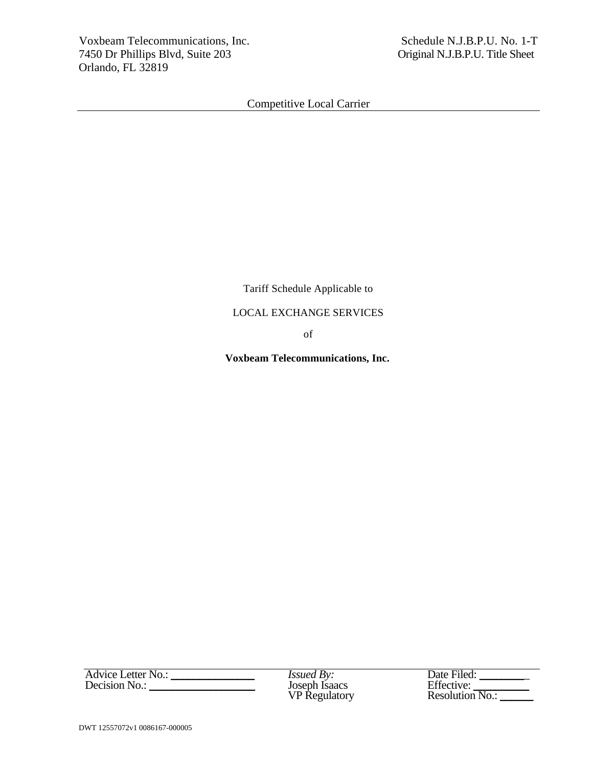Voxbeam Telecommunications, Inc.
7450 Dr Phillips Blvd, Suite 203
Orlando, FL 32819

Schedule N.J.B.P.U. No. 1-T
Original N.J.B.P.U. Title Sheet

Competitive Local Carrier

Tariff Schedule Applicable to

LOCAL EXCHANGE SERVICES

of

**Voxbeam Telecommunications, Inc.**

Advice Letter No.: ______________
Decision No.: ________________

*Issued By:*
Joseph Isaacs
VP Regulatory

Date Filed: ________
Effective: _________
Resolution No.: ______

DWT 12557072v1 0086167-000005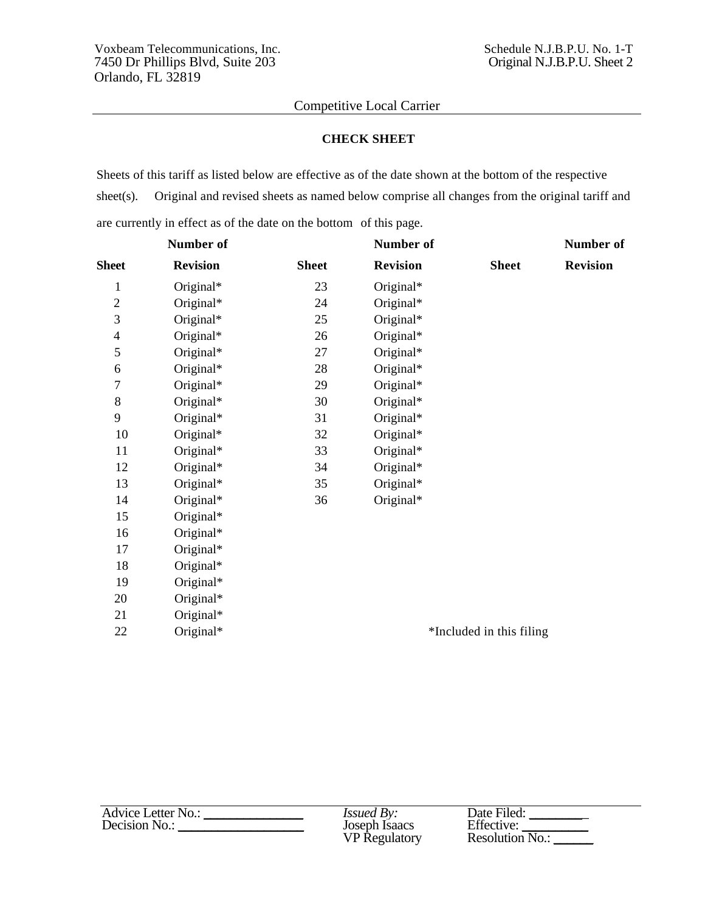Voxbeam Telecommunications, Inc.
7450 Dr Phillips Blvd, Suite 203
Orlando, FL 32819

Schedule N.J.B.P.U. No. 1-T
Original N.J.B.P.U. Sheet 2

Competitive Local Carrier

**CHECK SHEET**

Sheets of this tariff as listed below are effective as of the date shown at the bottom of the respective sheet(s). Original and revised sheets as named below comprise all changes from the original tariff and are currently in effect as of the date on the bottom of this page.

| Sheet | Number of Revision | Sheet | Number of Revision | Sheet | Number of Revision |
|---|---|---|---|---|---|
| 1 | Original* | 23 | Original* | | |
| 2 | Original* | 24 | Original* | | |
| 3 | Original* | 25 | Original* | | |
| 4 | Original* | 26 | Original* | | |
| 5 | Original* | 27 | Original* | | |
| 6 | Original* | 28 | Original* | | |
| 7 | Original* | 29 | Original* | | |
| 8 | Original* | 30 | Original* | | |
| 9 | Original* | 31 | Original* | | |
| 10 | Original* | 32 | Original* | | |
| 11 | Original* | 33 | Original* | | |
| 12 | Original* | 34 | Original* | | |
| 13 | Original* | 35 | Original* | | |
| 14 | Original* | 36 | Original* | | |
| 15 | Original* | | | | |
| 16 | Original* | | | | |
| 17 | Original* | | | | |
| 18 | Original* | | | | |
| 19 | Original* | | | | |
| 20 | Original* | | | | |
| 21 | Original* | | | | |
| 22 | Original* | | | | |

*Included in this filing

Advice Letter No.: ______________
Decision No.: ________________

*Issued By:*
Joseph Isaacs
VP Regulatory

Date Filed: ________
Effective: _________
Resolution No.: ______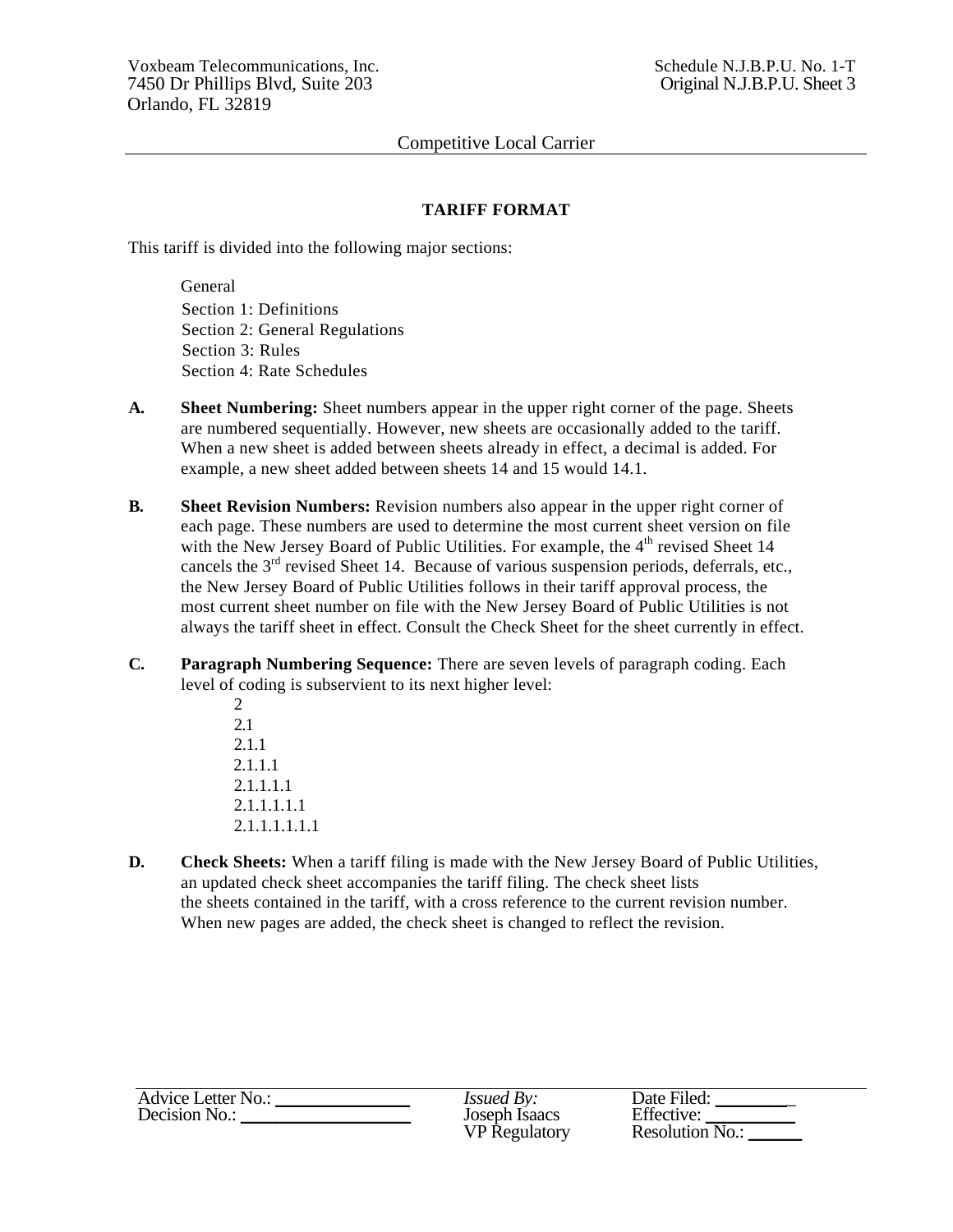Competitive Local Carrier

## TARIFF FORMAT

This tariff is divided into the following major sections:

General
Section 1: Definitions
Section 2: General Regulations
Section 3: Rules
Section 4: Rate Schedules

**A.** **Sheet Numbering:** Sheet numbers appear in the upper right corner of the page. Sheets are numbered sequentially. However, new sheets are occasionally added to the tariff. When a new sheet is added between sheets already in effect, a decimal is added. For example, a new sheet added between sheets 14 and 15 would 14.1.

**B.** **Sheet Revision Numbers:** Revision numbers also appear in the upper right corner of each page. These numbers are used to determine the most current sheet version on file with the New Jersey Board of Public Utilities. For example, the 4th revised Sheet 14 cancels the 3rd revised Sheet 14. Because of various suspension periods, deferrals, etc., the New Jersey Board of Public Utilities follows in their tariff approval process, the most current sheet number on file with the New Jersey Board of Public Utilities is not always the tariff sheet in effect. Consult the Check Sheet for the sheet currently in effect.

**C.** **Paragraph Numbering Sequence:** There are seven levels of paragraph coding. Each level of coding is subservient to its next higher level:

2
2.1
2.1.1
2.1.1.1
2.1.1.1.1
2.1.1.1.1.1
2.1.1.1.1.1.1

**D.** **Check Sheets:** When a tariff filing is made with the New Jersey Board of Public Utilities, an updated check sheet accompanies the tariff filing. The check sheet lists the sheets contained in the tariff, with a cross reference to the current revision number. When new pages are added, the check sheet is changed to reflect the revision.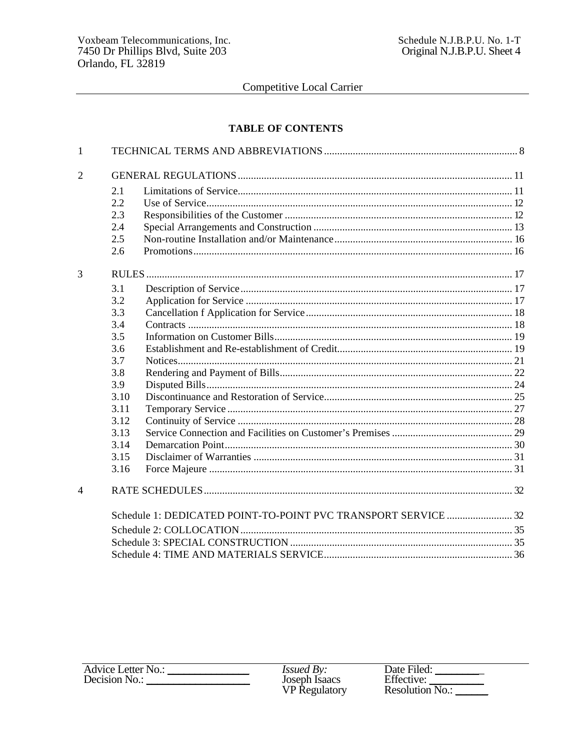**TABLE OF CONTENTS**

1 TECHNICAL TERMS AND ABBREVIATIONS ........ 8

2 GENERAL REGULATIONS ........ 11

- 2.1 Limitations of Service ........ 11
- 2.2 Use of Service ........ 12
- 2.3 Responsibilities of the Customer ........ 12
- 2.4 Special Arrangements and Construction ........ 13
- 2.5 Non-routine Installation and/or Maintenance ........ 16
- 2.6 Promotions ........ 16

3 RULES ........ 17

- 3.1 Description of Service ........ 17
- 3.2 Application for Service ........ 17
- 3.3 Cancellation f Application for Service ........ 18
- 3.4 Contracts ........ 18
- 3.5 Information on Customer Bills ........ 19
- 3.6 Establishment and Re-establishment of Credit ........ 19
- 3.7 Notices ........ 21
- 3.8 Rendering and Payment of Bills ........ 22
- 3.9 Disputed Bills ........ 24
- 3.10 Discontinuance and Restoration of Service ........ 25
- 3.11 Temporary Service ........ 27
- 3.12 Continuity of Service ........ 28
- 3.13 Service Connection and Facilities on Customer's Premises ........ 29
- 3.14 Demarcation Point ........ 30
- 3.15 Disclaimer of Warranties ........ 31
- 3.16 Force Majeure ........ 31

4 RATE SCHEDULES ........ 32

- Schedule 1: DEDICATED POINT-TO-POINT PVC TRANSPORT SERVICE ........ 32
- Schedule 2: COLLOCATION ........ 35
- Schedule 3: SPECIAL CONSTRUCTION ........ 35
- Schedule 4: TIME AND MATERIALS SERVICE ........ 36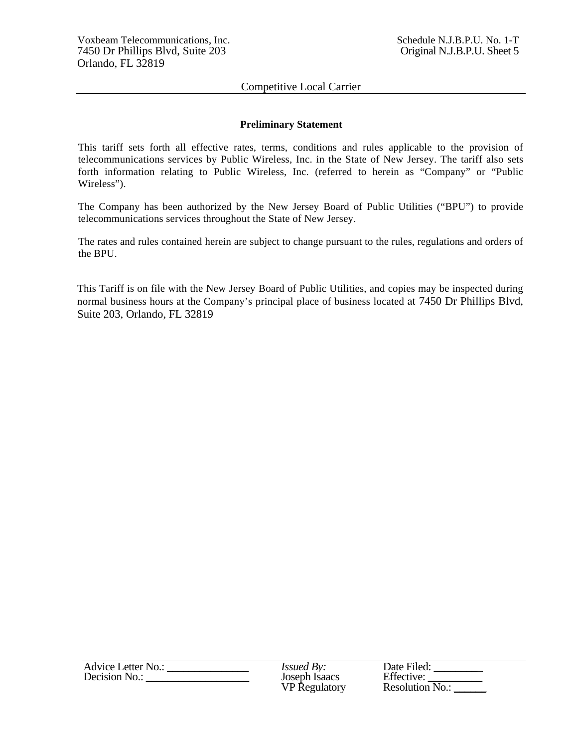## Preliminary Statement

This tariff sets forth all effective rates, terms, conditions and rules applicable to the provision of telecommunications services by Public Wireless, Inc. in the State of New Jersey. The tariff also sets forth information relating to Public Wireless, Inc. (referred to herein as "Company" or "Public Wireless").

The Company has been authorized by the New Jersey Board of Public Utilities ("BPU") to provide telecommunications services throughout the State of New Jersey.

The rates and rules contained herein are subject to change pursuant to the rules, regulations and orders of the BPU.

This Tariff is on file with the New Jersey Board of Public Utilities, and copies may be inspected during normal business hours at the Company's principal place of business located at 7450 Dr Phillips Blvd, Suite 203, Orlando, FL 32819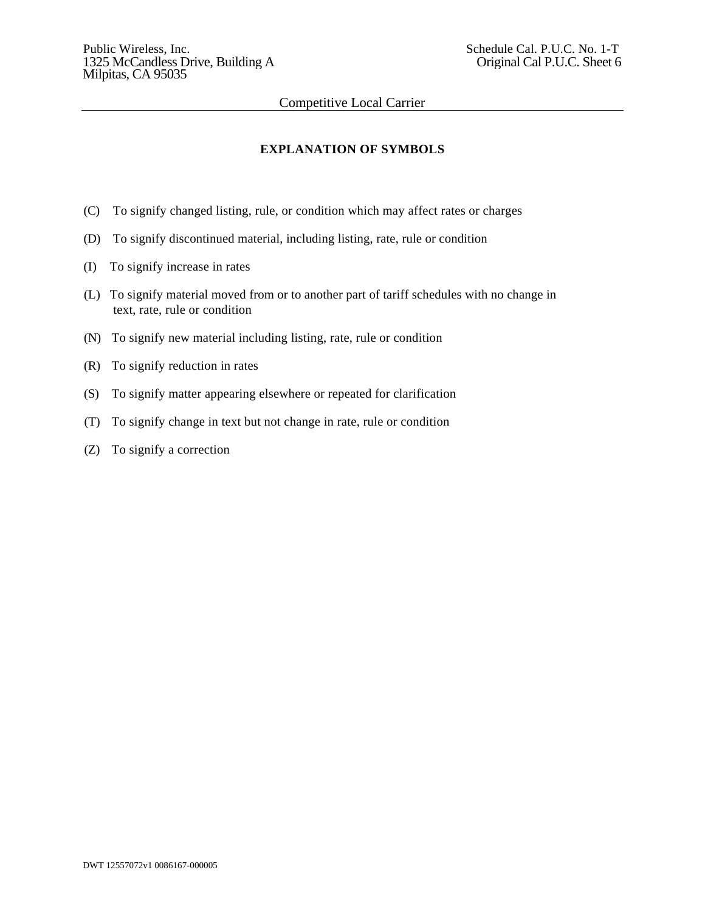## EXPLANATION OF SYMBOLS

(C) To signify changed listing, rule, or condition which may affect rates or charges

(D) To signify discontinued material, including listing, rate, rule or condition

(I) To signify increase in rates

(L) To signify material moved from or to another part of tariff schedules with no change in text, rate, rule or condition

(N) To signify new material including listing, rate, rule or condition

(R) To signify reduction in rates

(S) To signify matter appearing elsewhere or repeated for clarification

(T) To signify change in text but not change in rate, rule or condition

(Z) To signify a correction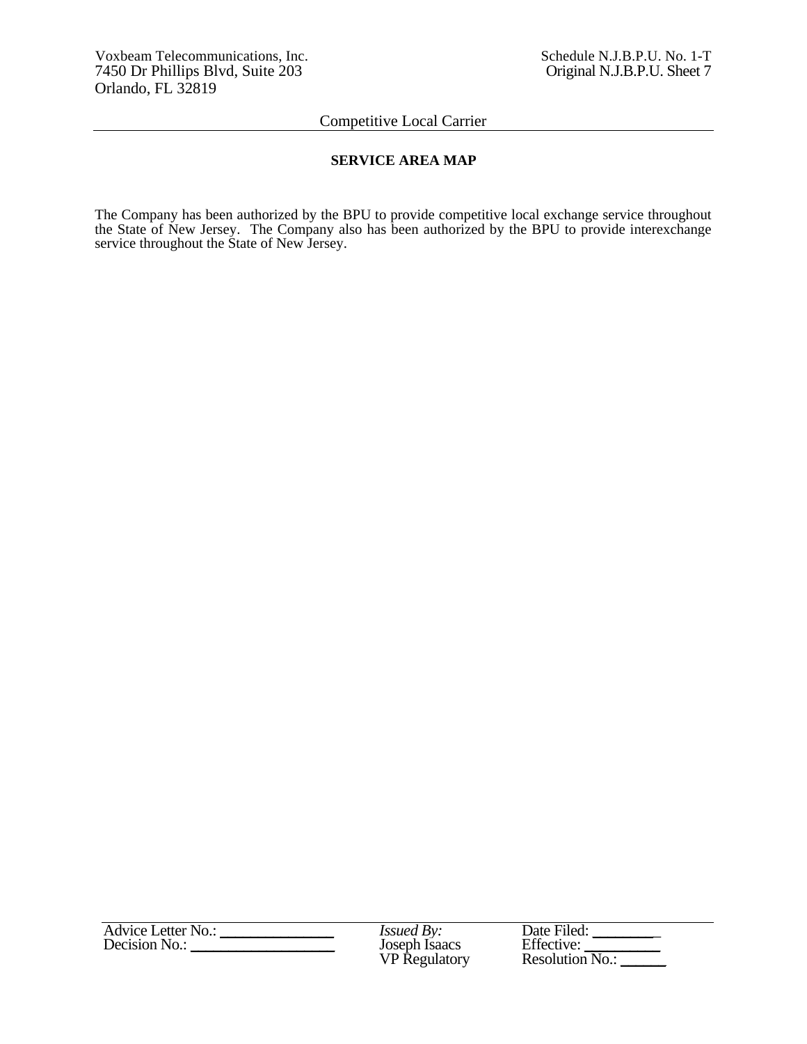## SERVICE AREA MAP

The Company has been authorized by the BPU to provide competitive local exchange service throughout the State of New Jersey. The Company also has been authorized by the BPU to provide interexchange service throughout the State of New Jersey.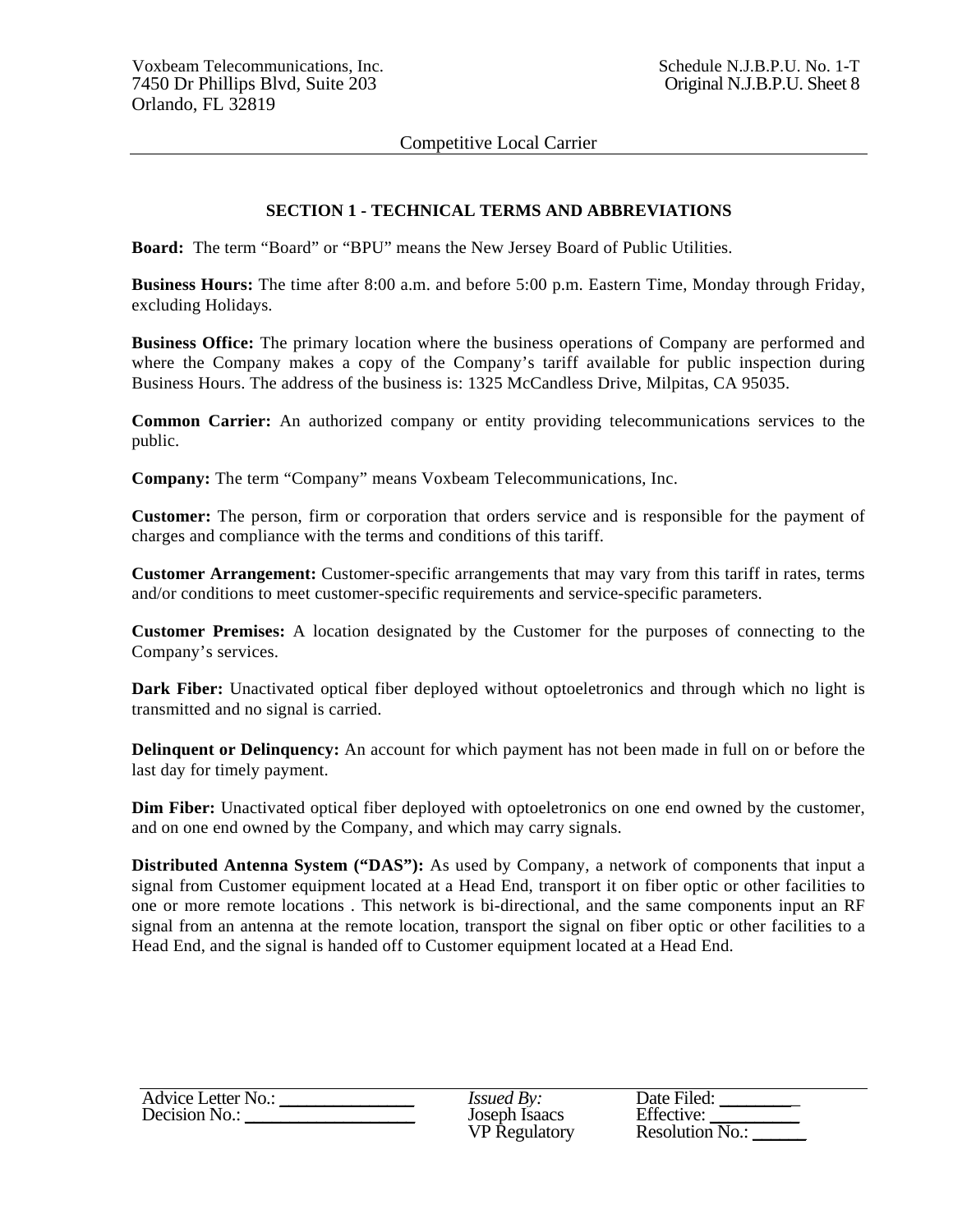## SECTION 1 - TECHNICAL TERMS AND ABBREVIATIONS

**Board:** The term "Board" or "BPU" means the New Jersey Board of Public Utilities.

**Business Hours:** The time after 8:00 a.m. and before 5:00 p.m. Eastern Time, Monday through Friday, excluding Holidays.

**Business Office:** The primary location where the business operations of Company are performed and where the Company makes a copy of the Company's tariff available for public inspection during Business Hours. The address of the business is: 1325 McCandless Drive, Milpitas, CA 95035.

**Common Carrier:** An authorized company or entity providing telecommunications services to the public.

**Company:** The term "Company" means Voxbeam Telecommunications, Inc.

**Customer:** The person, firm or corporation that orders service and is responsible for the payment of charges and compliance with the terms and conditions of this tariff.

**Customer Arrangement:** Customer-specific arrangements that may vary from this tariff in rates, terms and/or conditions to meet customer-specific requirements and service-specific parameters.

**Customer Premises:** A location designated by the Customer for the purposes of connecting to the Company's services.

**Dark Fiber:** Unactivated optical fiber deployed without optoeletronics and through which no light is transmitted and no signal is carried.

**Delinquent or Delinquency:** An account for which payment has not been made in full on or before the last day for timely payment.

**Dim Fiber:** Unactivated optical fiber deployed with optoeletronics on one end owned by the customer, and on one end owned by the Company, and which may carry signals.

**Distributed Antenna System ("DAS"):** As used by Company, a network of components that input a signal from Customer equipment located at a Head End, transport it on fiber optic or other facilities to one or more remote locations . This network is bi-directional, and the same components input an RF signal from an antenna at the remote location, transport the signal on fiber optic or other facilities to a Head End, and the signal is handed off to Customer equipment located at a Head End.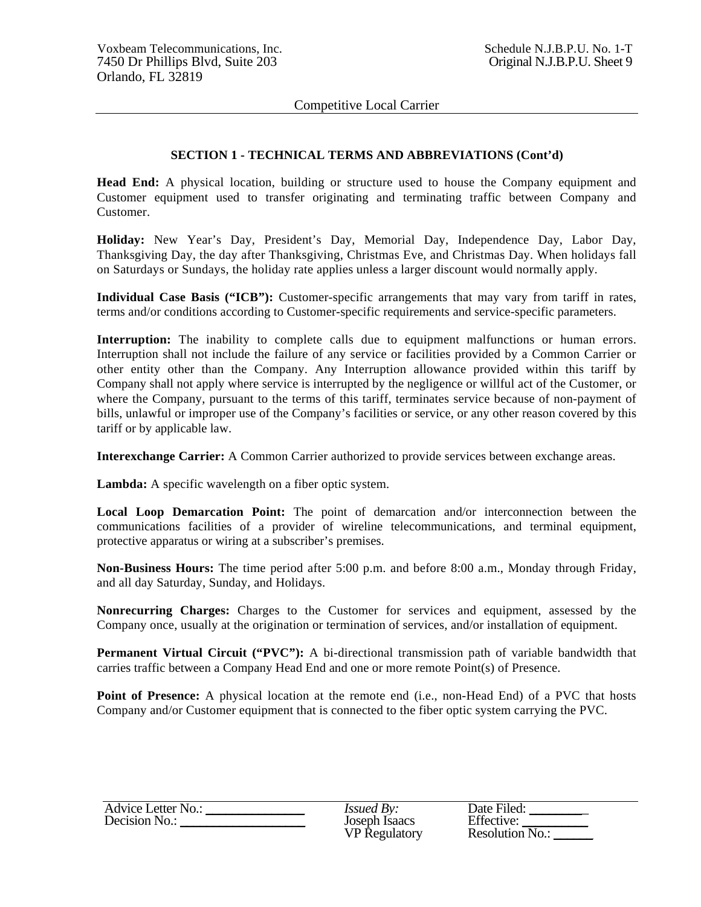## SECTION 1 - TECHNICAL TERMS AND ABBREVIATIONS (Cont'd)

**Head End:** A physical location, building or structure used to house the Company equipment and Customer equipment used to transfer originating and terminating traffic between Company and Customer.

**Holiday:** New Year's Day, President's Day, Memorial Day, Independence Day, Labor Day, Thanksgiving Day, the day after Thanksgiving, Christmas Eve, and Christmas Day. When holidays fall on Saturdays or Sundays, the holiday rate applies unless a larger discount would normally apply.

**Individual Case Basis ("ICB"):** Customer-specific arrangements that may vary from tariff in rates, terms and/or conditions according to Customer-specific requirements and service-specific parameters.

**Interruption:** The inability to complete calls due to equipment malfunctions or human errors. Interruption shall not include the failure of any service or facilities provided by a Common Carrier or other entity other than the Company. Any Interruption allowance provided within this tariff by Company shall not apply where service is interrupted by the negligence or willful act of the Customer, or where the Company, pursuant to the terms of this tariff, terminates service because of non-payment of bills, unlawful or improper use of the Company's facilities or service, or any other reason covered by this tariff or by applicable law.

**Interexchange Carrier:** A Common Carrier authorized to provide services between exchange areas.

**Lambda:** A specific wavelength on a fiber optic system.

**Local Loop Demarcation Point:** The point of demarcation and/or interconnection between the communications facilities of a provider of wireline telecommunications, and terminal equipment, protective apparatus or wiring at a subscriber's premises.

**Non-Business Hours:** The time period after 5:00 p.m. and before 8:00 a.m., Monday through Friday, and all day Saturday, Sunday, and Holidays.

**Nonrecurring Charges:** Charges to the Customer for services and equipment, assessed by the Company once, usually at the origination or termination of services, and/or installation of equipment.

**Permanent Virtual Circuit ("PVC"):** A bi-directional transmission path of variable bandwidth that carries traffic between a Company Head End and one or more remote Point(s) of Presence.

**Point of Presence:** A physical location at the remote end (i.e., non-Head End) of a PVC that hosts Company and/or Customer equipment that is connected to the fiber optic system carrying the PVC.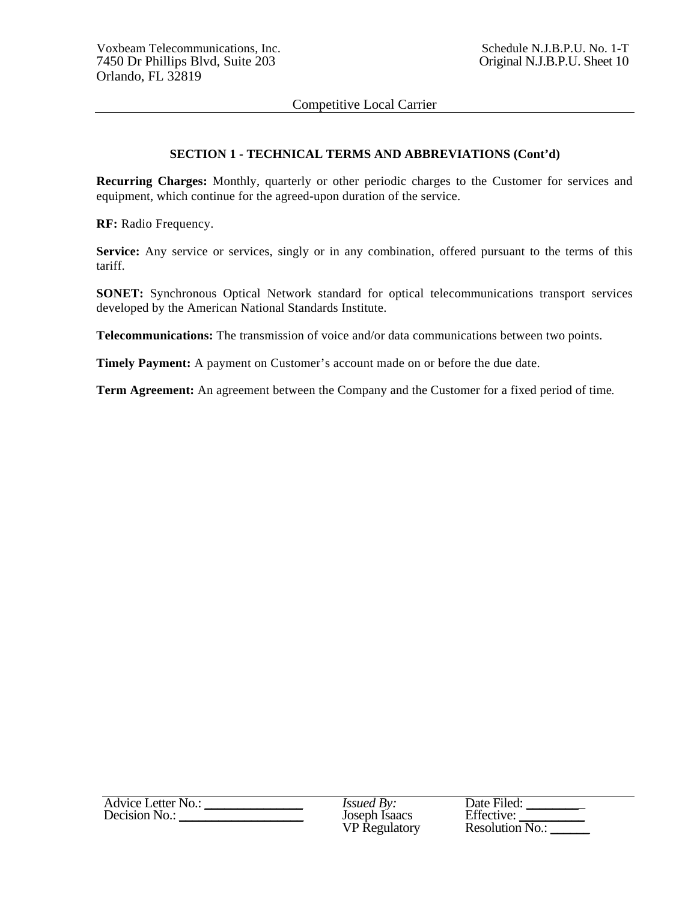## SECTION 1 - TECHNICAL TERMS AND ABBREVIATIONS (Cont'd)

**Recurring Charges:** Monthly, quarterly or other periodic charges to the Customer for services and equipment, which continue for the agreed-upon duration of the service.

**RF:** Radio Frequency.

**Service:** Any service or services, singly or in any combination, offered pursuant to the terms of this tariff.

**SONET:** Synchronous Optical Network standard for optical telecommunications transport services developed by the American National Standards Institute.

**Telecommunications:** The transmission of voice and/or data communications between two points.

**Timely Payment:** A payment on Customer's account made on or before the due date.

**Term Agreement:** An agreement between the Company and the Customer for a fixed period of time.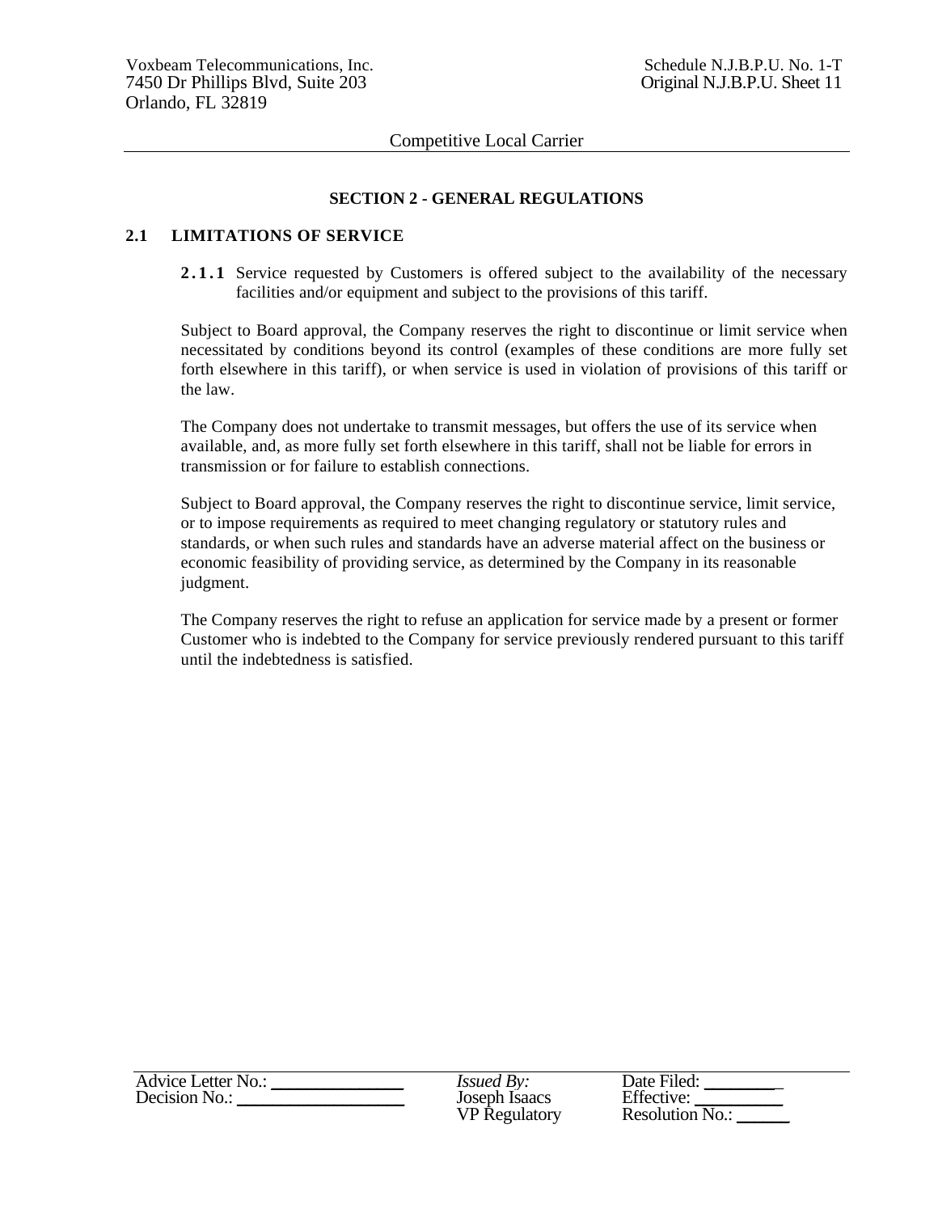## SECTION 2 - GENERAL REGULATIONS

### 2.1 LIMITATIONS OF SERVICE

**2.1.1** Service requested by Customers is offered subject to the availability of the necessary facilities and/or equipment and subject to the provisions of this tariff.

Subject to Board approval, the Company reserves the right to discontinue or limit service when necessitated by conditions beyond its control (examples of these conditions are more fully set forth elsewhere in this tariff), or when service is used in violation of provisions of this tariff or the law.

The Company does not undertake to transmit messages, but offers the use of its service when available, and, as more fully set forth elsewhere in this tariff, shall not be liable for errors in transmission or for failure to establish connections.

Subject to Board approval, the Company reserves the right to discontinue service, limit service, or to impose requirements as required to meet changing regulatory or statutory rules and standards, or when such rules and standards have an adverse material affect on the business or economic feasibility of providing service, as determined by the Company in its reasonable judgment.

The Company reserves the right to refuse an application for service made by a present or former Customer who is indebted to the Company for service previously rendered pursuant to this tariff until the indebtedness is satisfied.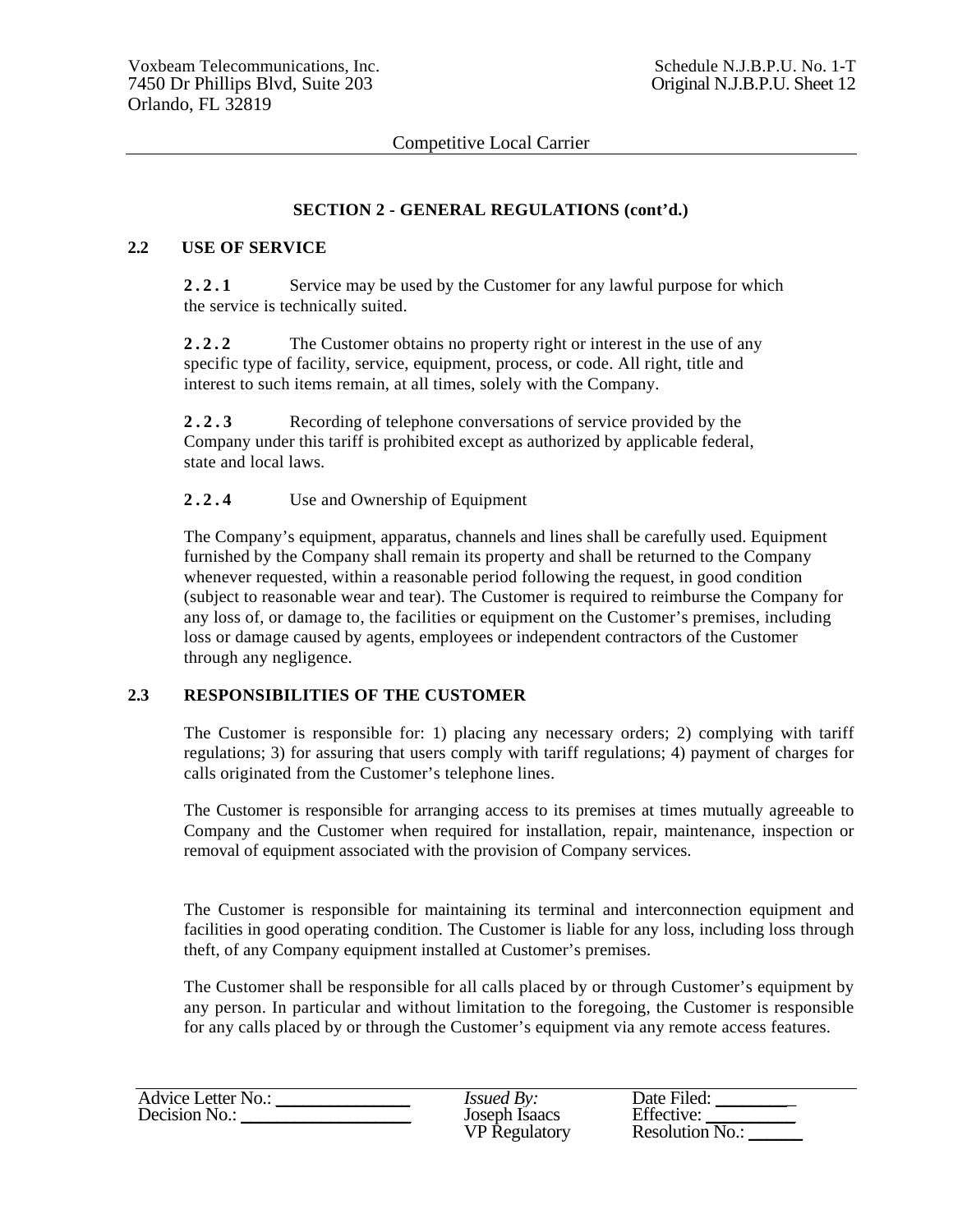## SECTION 2 - GENERAL REGULATIONS (cont'd.)

### 2.2 USE OF SERVICE

**2.2.1** Service may be used by the Customer for any lawful purpose for which the service is technically suited.

**2.2.2** The Customer obtains no property right or interest in the use of any specific type of facility, service, equipment, process, or code. All right, title and interest to such items remain, at all times, solely with the Company.

**2.2.3** Recording of telephone conversations of service provided by the Company under this tariff is prohibited except as authorized by applicable federal, state and local laws.

**2.2.4** Use and Ownership of Equipment

The Company's equipment, apparatus, channels and lines shall be carefully used. Equipment furnished by the Company shall remain its property and shall be returned to the Company whenever requested, within a reasonable period following the request, in good condition (subject to reasonable wear and tear). The Customer is required to reimburse the Company for any loss of, or damage to, the facilities or equipment on the Customer's premises, including loss or damage caused by agents, employees or independent contractors of the Customer through any negligence.

### 2.3 RESPONSIBILITIES OF THE CUSTOMER

The Customer is responsible for: 1) placing any necessary orders; 2) complying with tariff regulations; 3) for assuring that users comply with tariff regulations; 4) payment of charges for calls originated from the Customer's telephone lines.

The Customer is responsible for arranging access to its premises at times mutually agreeable to Company and the Customer when required for installation, repair, maintenance, inspection or removal of equipment associated with the provision of Company services.

The Customer is responsible for maintaining its terminal and interconnection equipment and facilities in good operating condition. The Customer is liable for any loss, including loss through theft, of any Company equipment installed at Customer's premises.

The Customer shall be responsible for all calls placed by or through Customer's equipment by any person. In particular and without limitation to the foregoing, the Customer is responsible for any calls placed by or through the Customer's equipment via any remote access features.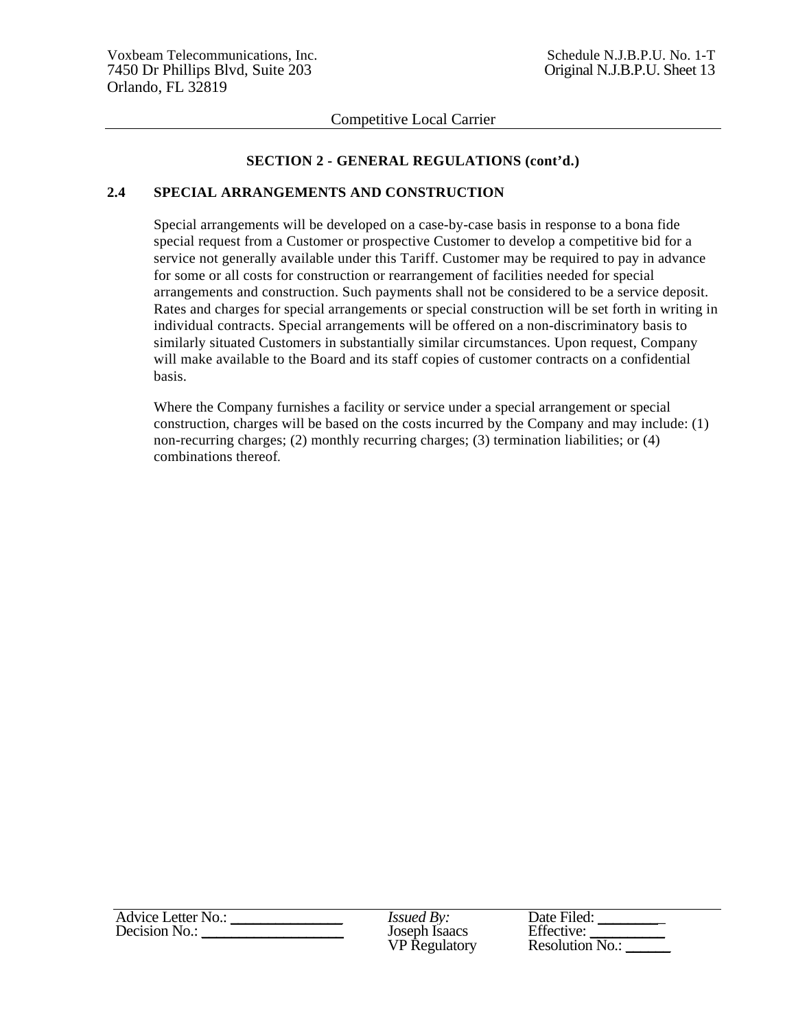## SECTION 2 - GENERAL REGULATIONS (cont'd.)

### 2.4 SPECIAL ARRANGEMENTS AND CONSTRUCTION

Special arrangements will be developed on a case-by-case basis in response to a bona fide special request from a Customer or prospective Customer to develop a competitive bid for a service not generally available under this Tariff. Customer may be required to pay in advance for some or all costs for construction or rearrangement of facilities needed for special arrangements and construction. Such payments shall not be considered to be a service deposit. Rates and charges for special arrangements or special construction will be set forth in writing in individual contracts. Special arrangements will be offered on a non-discriminatory basis to similarly situated Customers in substantially similar circumstances. Upon request, Company will make available to the Board and its staff copies of customer contracts on a confidential basis.

Where the Company furnishes a facility or service under a special arrangement or special construction, charges will be based on the costs incurred by the Company and may include: (1) non-recurring charges; (2) monthly recurring charges; (3) termination liabilities; or (4) combinations thereof.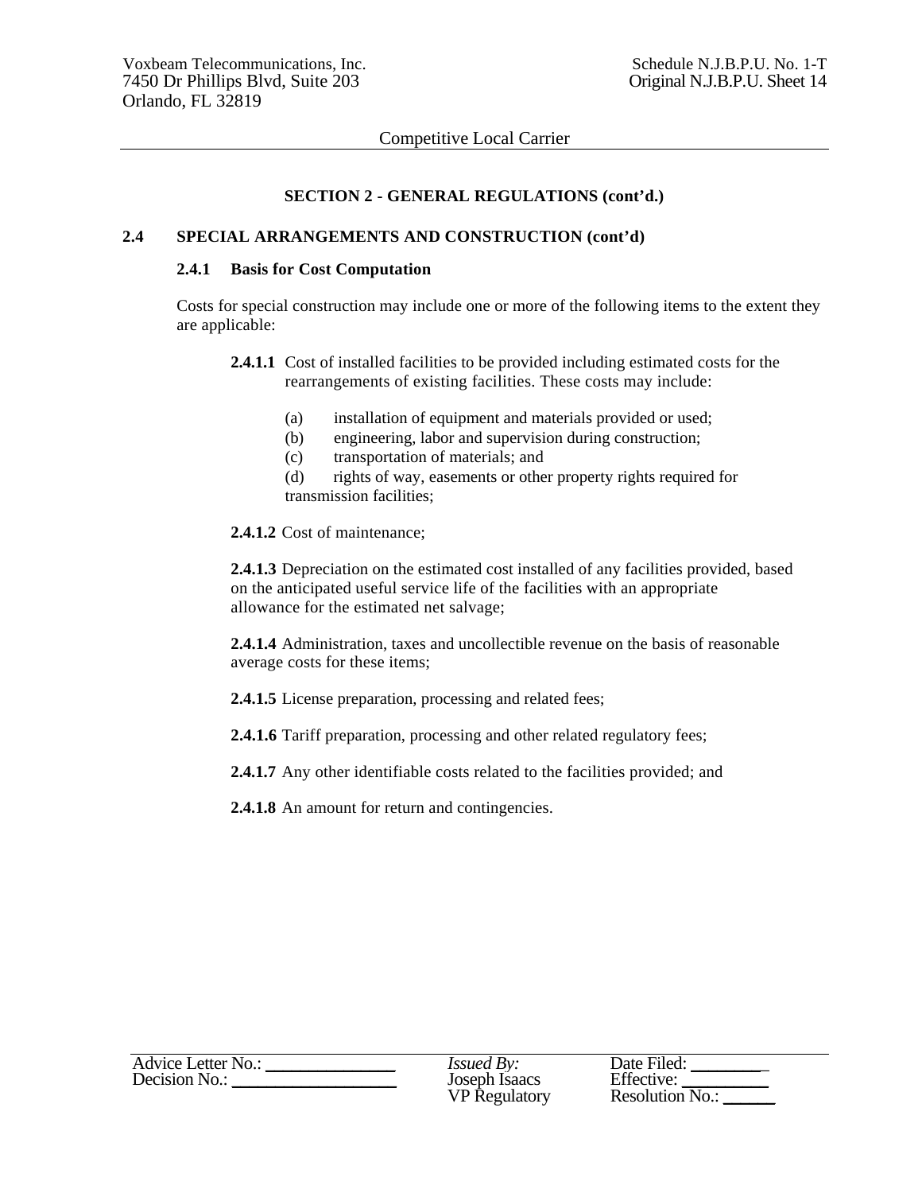## SECTION 2 - GENERAL REGULATIONS (cont'd.)

### 2.4 SPECIAL ARRANGEMENTS AND CONSTRUCTION (cont'd)

#### 2.4.1 Basis for Cost Computation

Costs for special construction may include one or more of the following items to the extent they are applicable:

**2.4.1.1** Cost of installed facilities to be provided including estimated costs for the rearrangements of existing facilities. These costs may include:

(a) installation of equipment and materials provided or used;
(b) engineering, labor and supervision during construction;
(c) transportation of materials; and
(d) rights of way, easements or other property rights required for transmission facilities;

**2.4.1.2** Cost of maintenance;

**2.4.1.3** Depreciation on the estimated cost installed of any facilities provided, based on the anticipated useful service life of the facilities with an appropriate allowance for the estimated net salvage;

**2.4.1.4** Administration, taxes and uncollectible revenue on the basis of reasonable average costs for these items;

**2.4.1.5** License preparation, processing and related fees;

**2.4.1.6** Tariff preparation, processing and other related regulatory fees;

**2.4.1.7** Any other identifiable costs related to the facilities provided; and

**2.4.1.8** An amount for return and contingencies.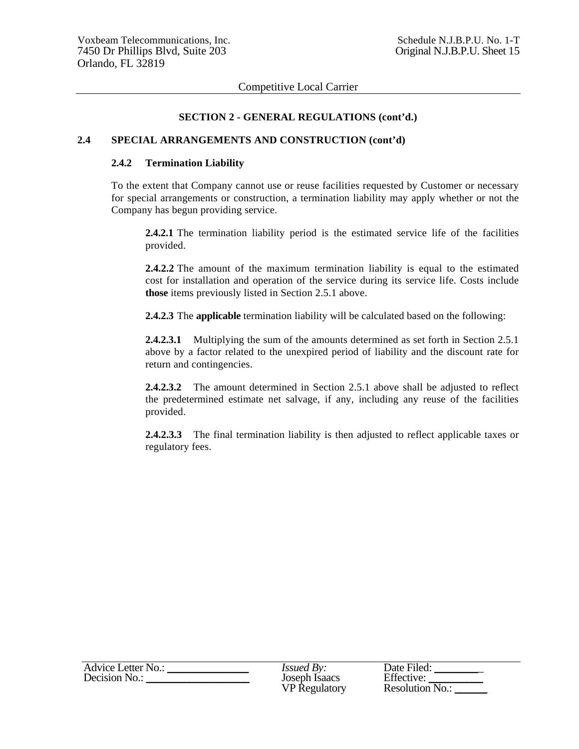## SECTION 2 - GENERAL REGULATIONS (cont'd.)

### 2.4 SPECIAL ARRANGEMENTS AND CONSTRUCTION (cont'd)

#### 2.4.2 Termination Liability

To the extent that Company cannot use or reuse facilities requested by Customer or necessary for special arrangements or construction, a termination liability may apply whether or not the Company has begun providing service.

**2.4.2.1** The termination liability period is the estimated service life of the facilities provided.

**2.4.2.2** The amount of the maximum termination liability is equal to the estimated cost for installation and operation of the service during its service life. Costs include **those** items previously listed in Section 2.5.1 above.

**2.4.2.3** The **applicable** termination liability will be calculated based on the following:

**2.4.2.3.1** Multiplying the sum of the amounts determined as set forth in Section 2.5.1 above by a factor related to the unexpired period of liability and the discount rate for return and contingencies.

**2.4.2.3.2** The amount determined in Section 2.5.1 above shall be adjusted to reflect the predetermined estimate net salvage, if any, including any reuse of the facilities provided.

**2.4.2.3.3** The final termination liability is then adjusted to reflect applicable taxes or regulatory fees.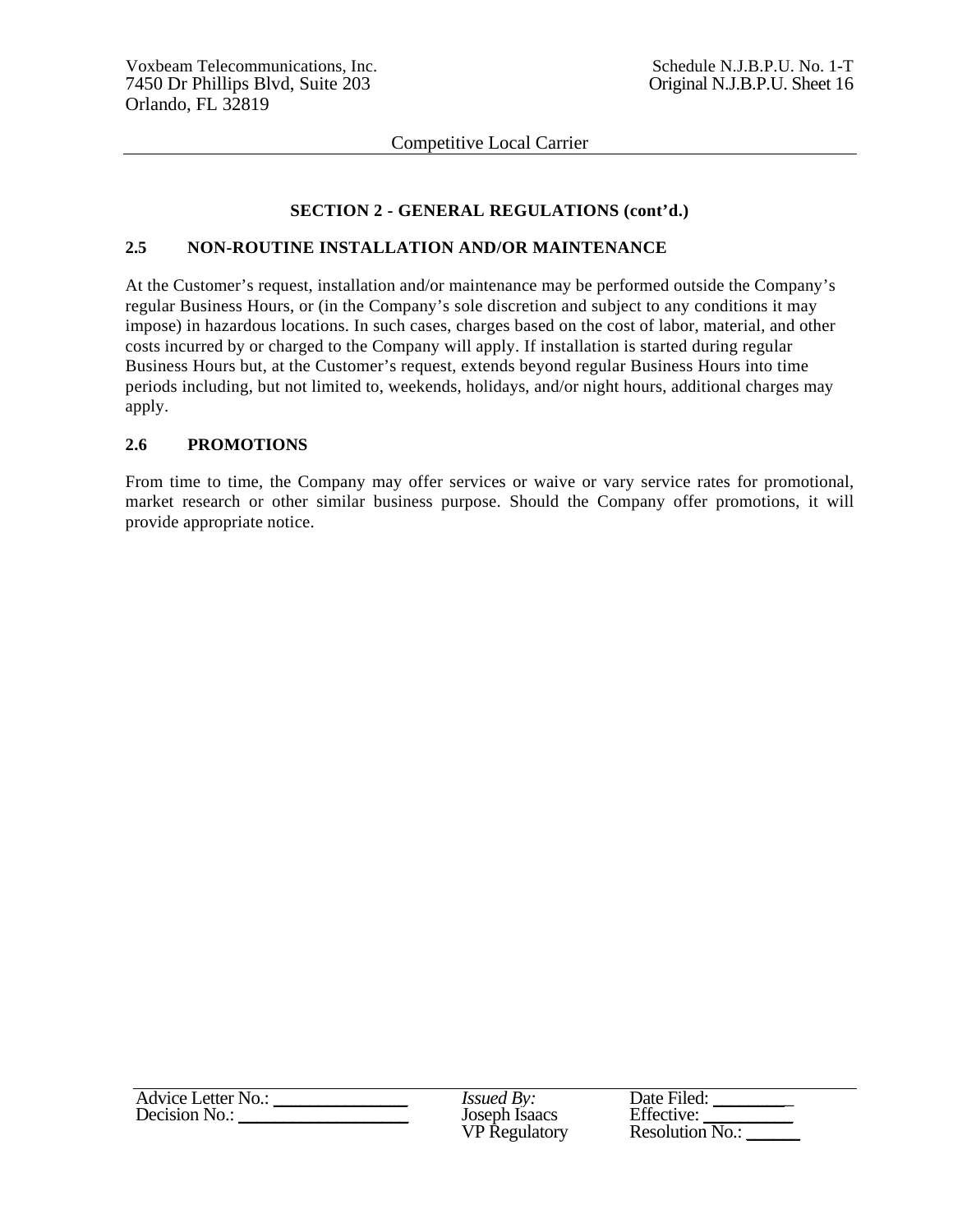**SECTION 2 - GENERAL REGULATIONS (cont'd.)**

## 2.5 NON-ROUTINE INSTALLATION AND/OR MAINTENANCE

At the Customer's request, installation and/or maintenance may be performed outside the Company's regular Business Hours, or (in the Company's sole discretion and subject to any conditions it may impose) in hazardous locations. In such cases, charges based on the cost of labor, material, and other costs incurred by or charged to the Company will apply. If installation is started during regular Business Hours but, at the Customer's request, extends beyond regular Business Hours into time periods including, but not limited to, weekends, holidays, and/or night hours, additional charges may apply.

## 2.6 PROMOTIONS

From time to time, the Company may offer services or waive or vary service rates for promotional, market research or other similar business purpose. Should the Company offer promotions, it will provide appropriate notice.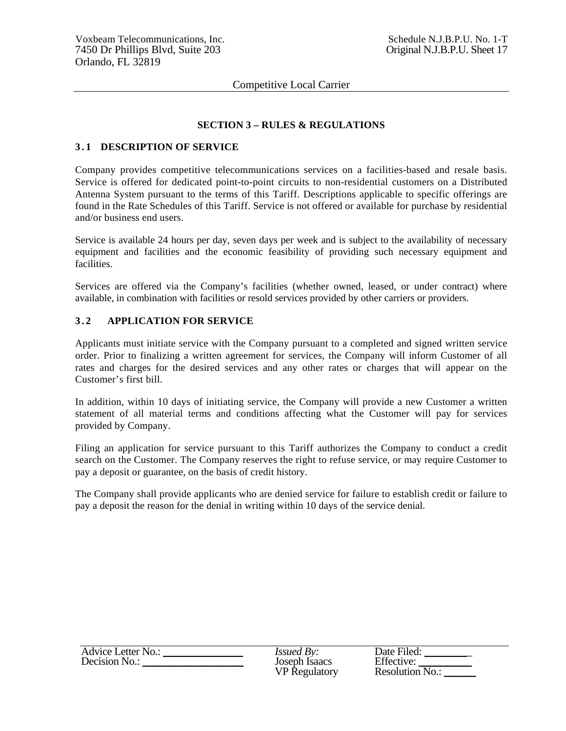## SECTION 3 – RULES & REGULATIONS

### 3.1 DESCRIPTION OF SERVICE

Company provides competitive telecommunications services on a facilities-based and resale basis. Service is offered for dedicated point-to-point circuits to non-residential customers on a Distributed Antenna System pursuant to the terms of this Tariff. Descriptions applicable to specific offerings are found in the Rate Schedules of this Tariff. Service is not offered or available for purchase by residential and/or business end users.

Service is available 24 hours per day, seven days per week and is subject to the availability of necessary equipment and facilities and the economic feasibility of providing such necessary equipment and facilities.

Services are offered via the Company's facilities (whether owned, leased, or under contract) where available, in combination with facilities or resold services provided by other carriers or providers.

### 3.2 APPLICATION FOR SERVICE

Applicants must initiate service with the Company pursuant to a completed and signed written service order. Prior to finalizing a written agreement for services, the Company will inform Customer of all rates and charges for the desired services and any other rates or charges that will appear on the Customer's first bill.

In addition, within 10 days of initiating service, the Company will provide a new Customer a written statement of all material terms and conditions affecting what the Customer will pay for services provided by Company.

Filing an application for service pursuant to this Tariff authorizes the Company to conduct a credit search on the Customer. The Company reserves the right to refuse service, or may require Customer to pay a deposit or guarantee, on the basis of credit history.

The Company shall provide applicants who are denied service for failure to establish credit or failure to pay a deposit the reason for the denial in writing within 10 days of the service denial.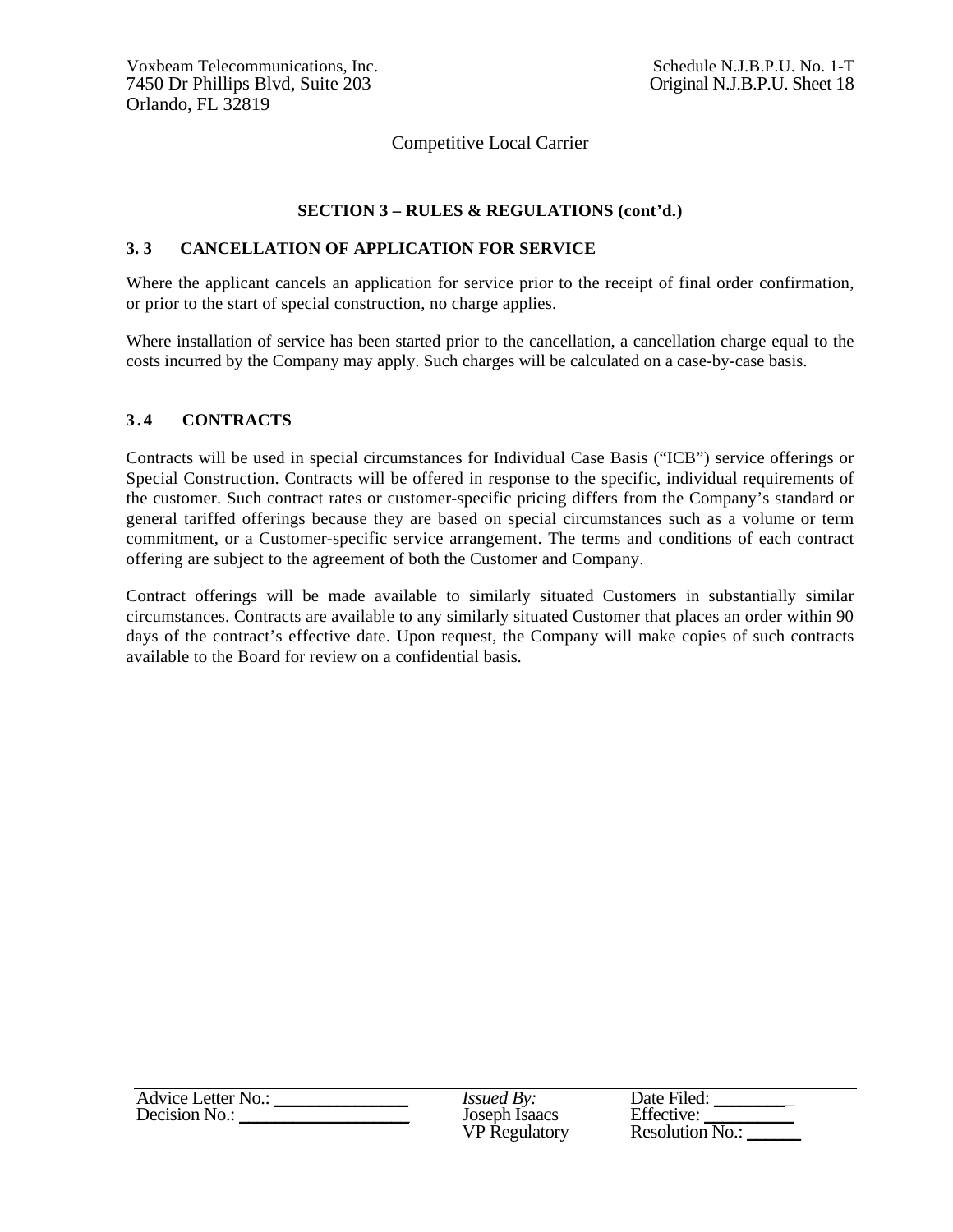## SECTION 3 – RULES & REGULATIONS (cont'd.)

### 3.3 CANCELLATION OF APPLICATION FOR SERVICE

Where the applicant cancels an application for service prior to the receipt of final order confirmation, or prior to the start of special construction, no charge applies.

Where installation of service has been started prior to the cancellation, a cancellation charge equal to the costs incurred by the Company may apply. Such charges will be calculated on a case-by-case basis.

### 3.4 CONTRACTS

Contracts will be used in special circumstances for Individual Case Basis ("ICB") service offerings or Special Construction. Contracts will be offered in response to the specific, individual requirements of the customer. Such contract rates or customer-specific pricing differs from the Company's standard or general tariffed offerings because they are based on special circumstances such as a volume or term commitment, or a Customer-specific service arrangement. The terms and conditions of each contract offering are subject to the agreement of both the Customer and Company.

Contract offerings will be made available to similarly situated Customers in substantially similar circumstances. Contracts are available to any similarly situated Customer that places an order within 90 days of the contract's effective date. Upon request, the Company will make copies of such contracts available to the Board for review on a confidential basis.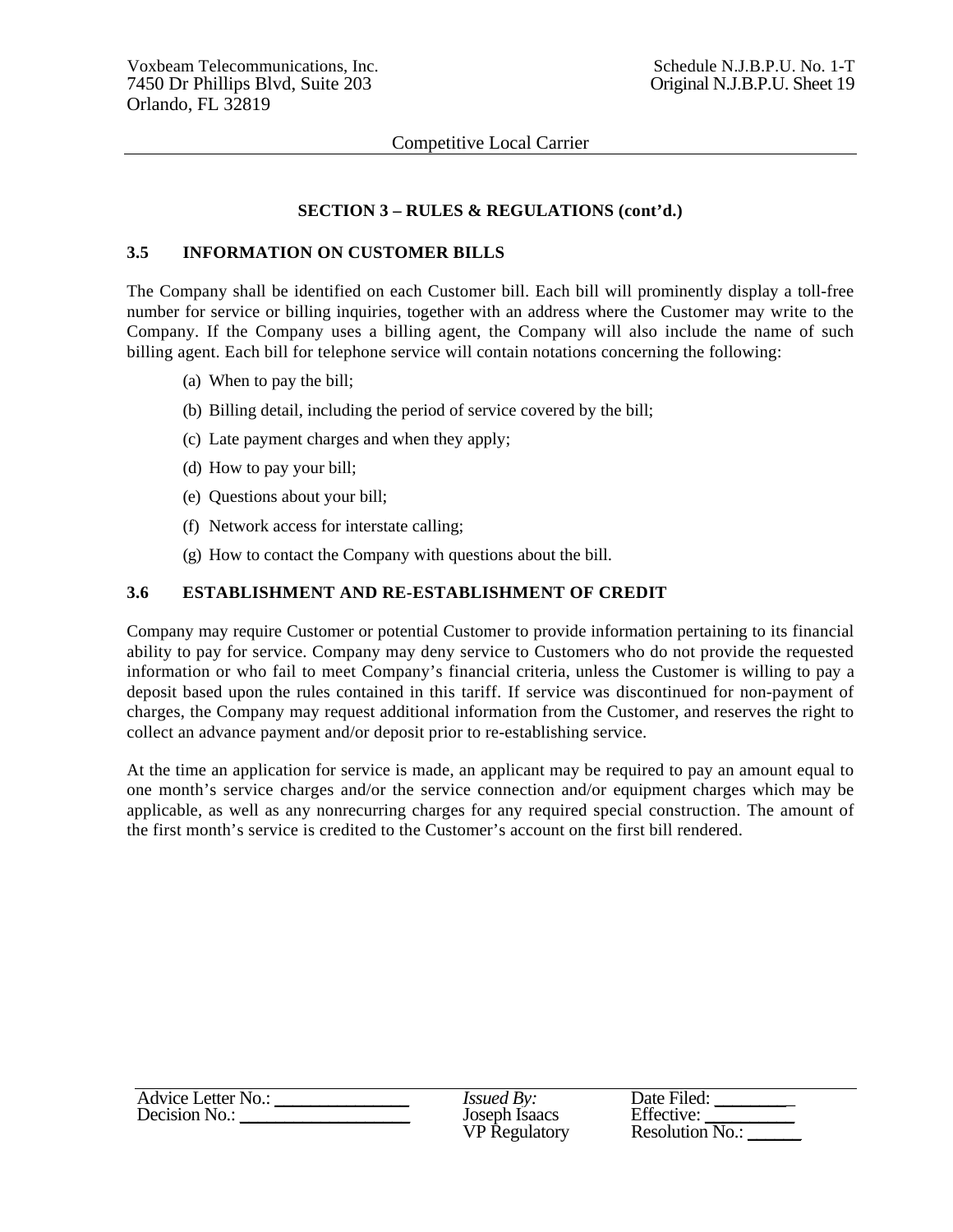## SECTION 3 – RULES & REGULATIONS (cont'd.)

### 3.5 INFORMATION ON CUSTOMER BILLS

The Company shall be identified on each Customer bill. Each bill will prominently display a toll-free number for service or billing inquiries, together with an address where the Customer may write to the Company. If the Company uses a billing agent, the Company will also include the name of such billing agent. Each bill for telephone service will contain notations concerning the following:

(a) When to pay the bill;

(b) Billing detail, including the period of service covered by the bill;

(c) Late payment charges and when they apply;

(d) How to pay your bill;

(e) Questions about your bill;

(f) Network access for interstate calling;

(g) How to contact the Company with questions about the bill.

### 3.6 ESTABLISHMENT AND RE-ESTABLISHMENT OF CREDIT

Company may require Customer or potential Customer to provide information pertaining to its financial ability to pay for service. Company may deny service to Customers who do not provide the requested information or who fail to meet Company's financial criteria, unless the Customer is willing to pay a deposit based upon the rules contained in this tariff. If service was discontinued for non-payment of charges, the Company may request additional information from the Customer, and reserves the right to collect an advance payment and/or deposit prior to re-establishing service.

At the time an application for service is made, an applicant may be required to pay an amount equal to one month's service charges and/or the service connection and/or equipment charges which may be applicable, as well as any nonrecurring charges for any required special construction. The amount of the first month's service is credited to the Customer's account on the first bill rendered.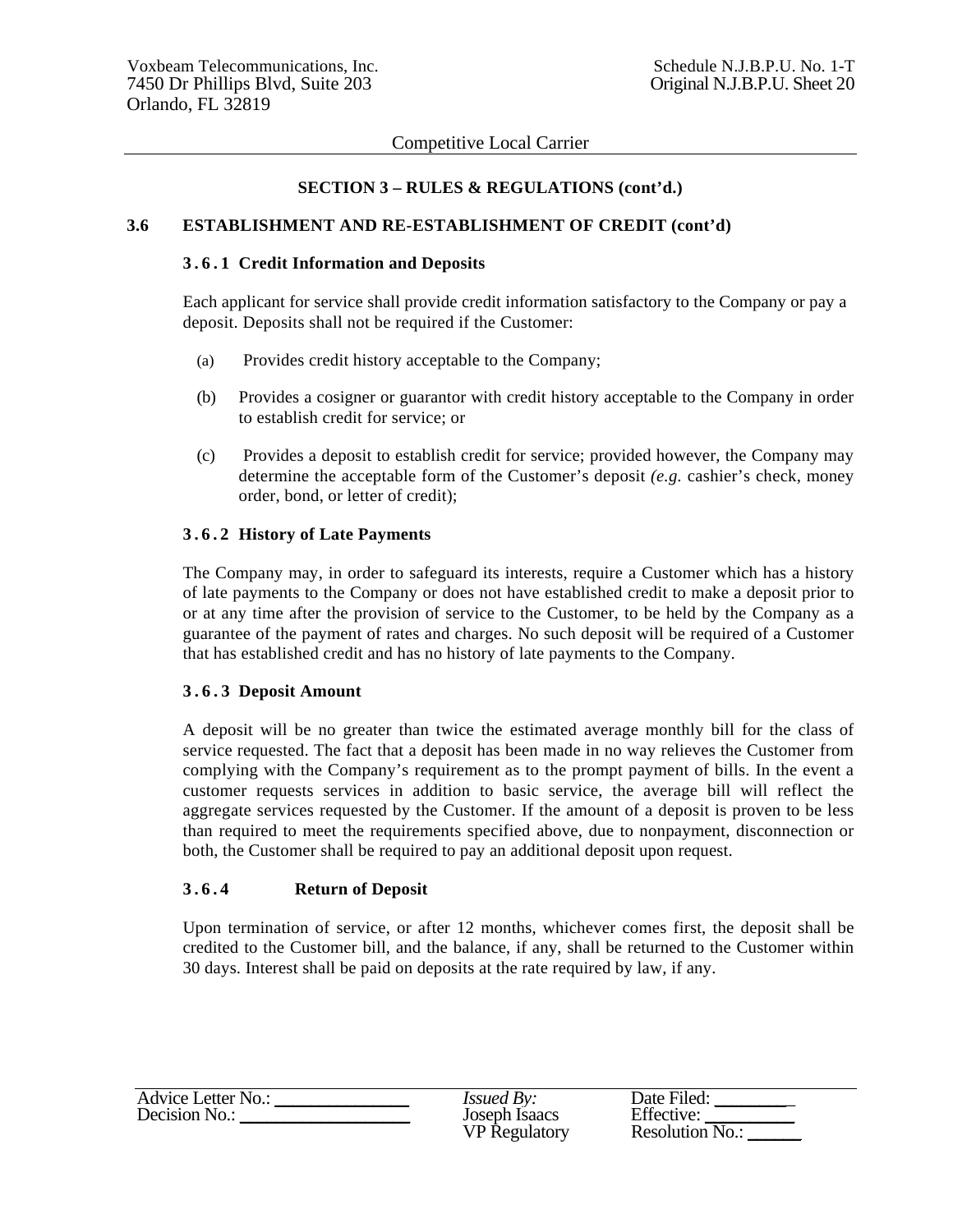**SECTION 3 – RULES & REGULATIONS (cont'd.)**

## 3.6 ESTABLISHMENT AND RE-ESTABLISHMENT OF CREDIT (cont'd)

### 3.6.1 Credit Information and Deposits

Each applicant for service shall provide credit information satisfactory to the Company or pay a deposit. Deposits shall not be required if the Customer:

(a) Provides credit history acceptable to the Company;

(b) Provides a cosigner or guarantor with credit history acceptable to the Company in order to establish credit for service; or

(c) Provides a deposit to establish credit for service; provided however, the Company may determine the acceptable form of the Customer's deposit *(e.g.* cashier's check, money order, bond, or letter of credit);

### 3.6.2 History of Late Payments

The Company may, in order to safeguard its interests, require a Customer which has a history of late payments to the Company or does not have established credit to make a deposit prior to or at any time after the provision of service to the Customer, to be held by the Company as a guarantee of the payment of rates and charges. No such deposit will be required of a Customer that has established credit and has no history of late payments to the Company.

### 3.6.3 Deposit Amount

A deposit will be no greater than twice the estimated average monthly bill for the class of service requested. The fact that a deposit has been made in no way relieves the Customer from complying with the Company's requirement as to the prompt payment of bills. In the event a customer requests services in addition to basic service, the average bill will reflect the aggregate services requested by the Customer. If the amount of a deposit is proven to be less than required to meet the requirements specified above, due to nonpayment, disconnection or both, the Customer shall be required to pay an additional deposit upon request.

### 3.6.4 Return of Deposit

Upon termination of service, or after 12 months, whichever comes first, the deposit shall be credited to the Customer bill, and the balance, if any, shall be returned to the Customer within 30 days. Interest shall be paid on deposits at the rate required by law, if any.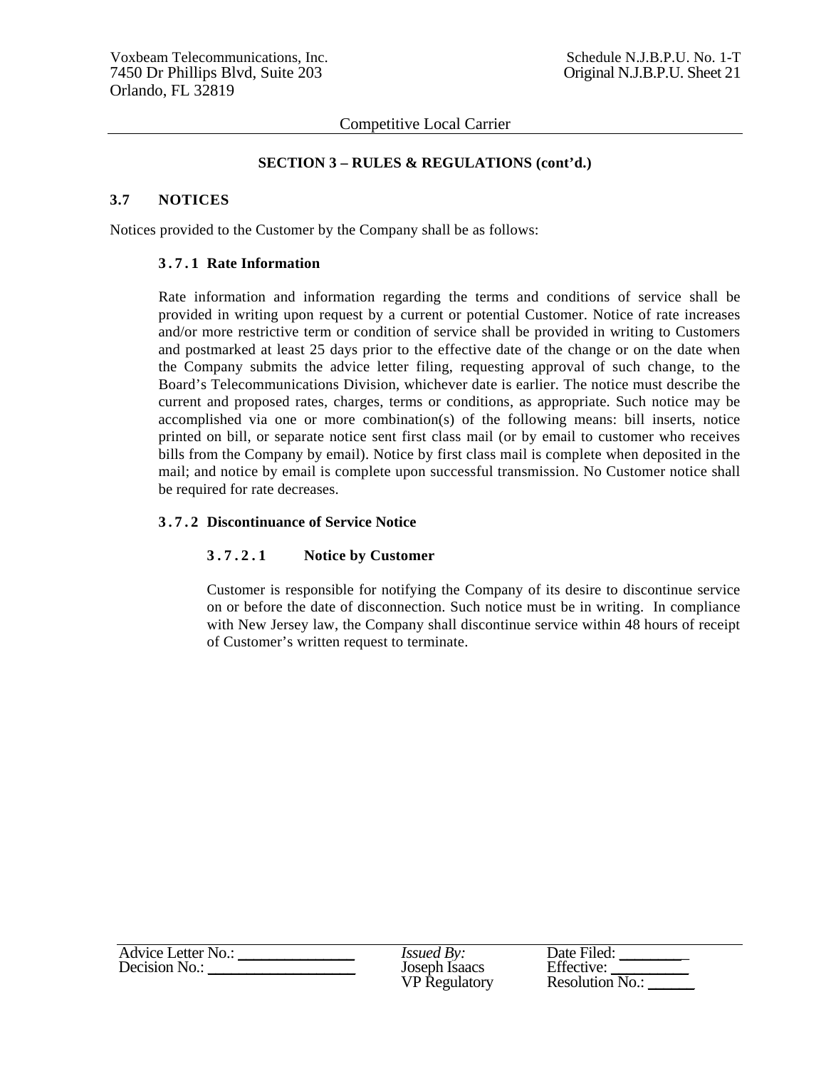## SECTION 3 – RULES & REGULATIONS (cont'd.)

### 3.7 NOTICES

Notices provided to the Customer by the Company shall be as follows:

#### 3.7.1 Rate Information

Rate information and information regarding the terms and conditions of service shall be provided in writing upon request by a current or potential Customer. Notice of rate increases and/or more restrictive term or condition of service shall be provided in writing to Customers and postmarked at least 25 days prior to the effective date of the change or on the date when the Company submits the advice letter filing, requesting approval of such change, to the Board's Telecommunications Division, whichever date is earlier. The notice must describe the current and proposed rates, charges, terms or conditions, as appropriate. Such notice may be accomplished via one or more combination(s) of the following means: bill inserts, notice printed on bill, or separate notice sent first class mail (or by email to customer who receives bills from the Company by email). Notice by first class mail is complete when deposited in the mail; and notice by email is complete upon successful transmission. No Customer notice shall be required for rate decreases.

#### 3.7.2 Discontinuance of Service Notice

##### 3.7.2.1 Notice by Customer

Customer is responsible for notifying the Company of its desire to discontinue service on or before the date of disconnection. Such notice must be in writing. In compliance with New Jersey law, the Company shall discontinue service within 48 hours of receipt of Customer's written request to terminate.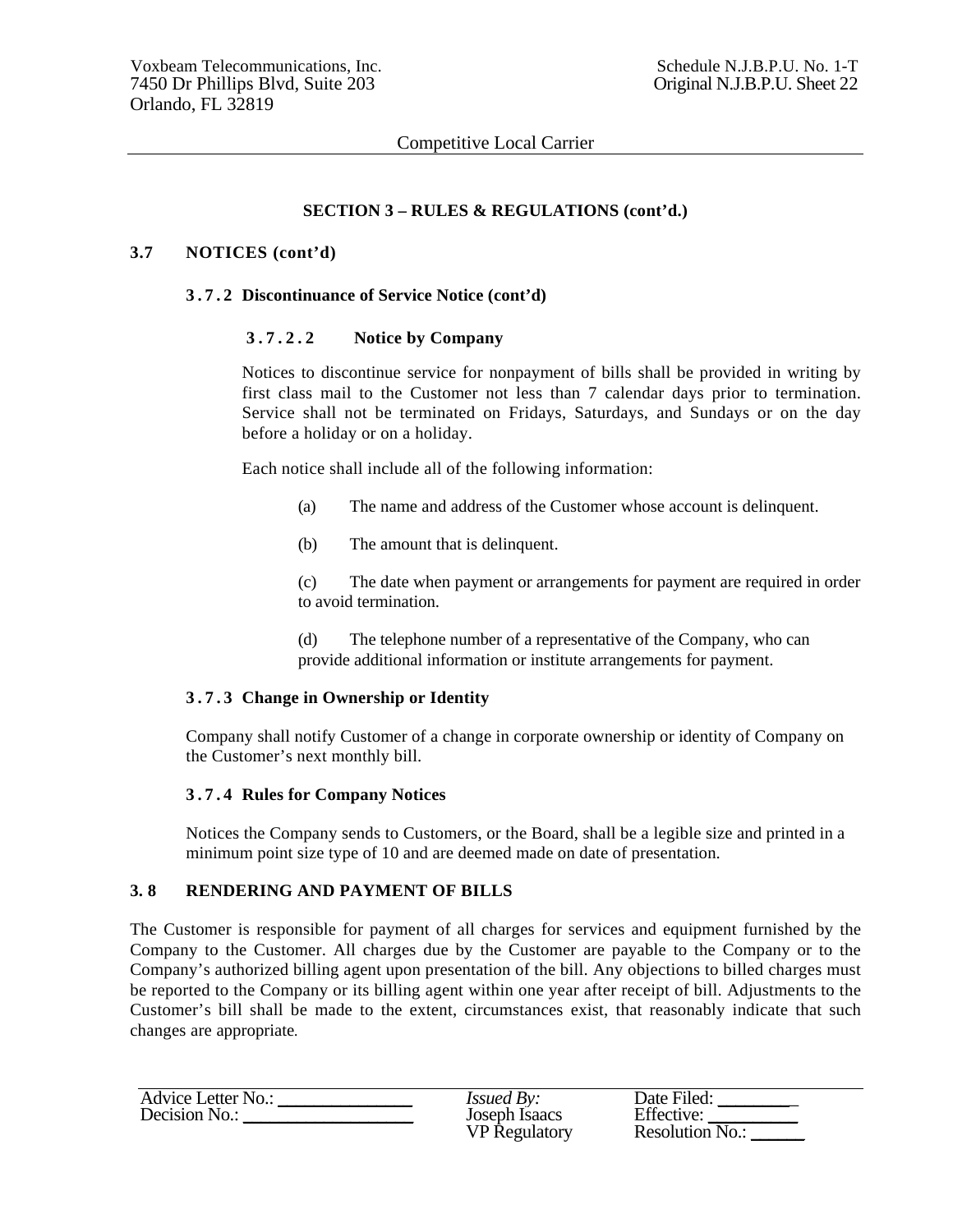## SECTION 3 – RULES & REGULATIONS (cont'd.)

### 3.7 NOTICES (cont'd)

#### 3.7.2 Discontinuance of Service Notice (cont'd)

##### 3.7.2.2 Notice by Company

Notices to discontinue service for nonpayment of bills shall be provided in writing by first class mail to the Customer not less than 7 calendar days prior to termination. Service shall not be terminated on Fridays, Saturdays, and Sundays or on the day before a holiday or on a holiday.

Each notice shall include all of the following information:

(a) The name and address of the Customer whose account is delinquent.

(b) The amount that is delinquent.

(c) The date when payment or arrangements for payment are required in order to avoid termination.

(d) The telephone number of a representative of the Company, who can provide additional information or institute arrangements for payment.

#### 3.7.3 Change in Ownership or Identity

Company shall notify Customer of a change in corporate ownership or identity of Company on the Customer's next monthly bill.

#### 3.7.4 Rules for Company Notices

Notices the Company sends to Customers, or the Board, shall be a legible size and printed in a minimum point size type of 10 and are deemed made on date of presentation.

### 3.8 RENDERING AND PAYMENT OF BILLS

The Customer is responsible for payment of all charges for services and equipment furnished by the Company to the Customer. All charges due by the Customer are payable to the Company or to the Company's authorized billing agent upon presentation of the bill. Any objections to billed charges must be reported to the Company or its billing agent within one year after receipt of bill. Adjustments to the Customer's bill shall be made to the extent, circumstances exist, that reasonably indicate that such changes are appropriate.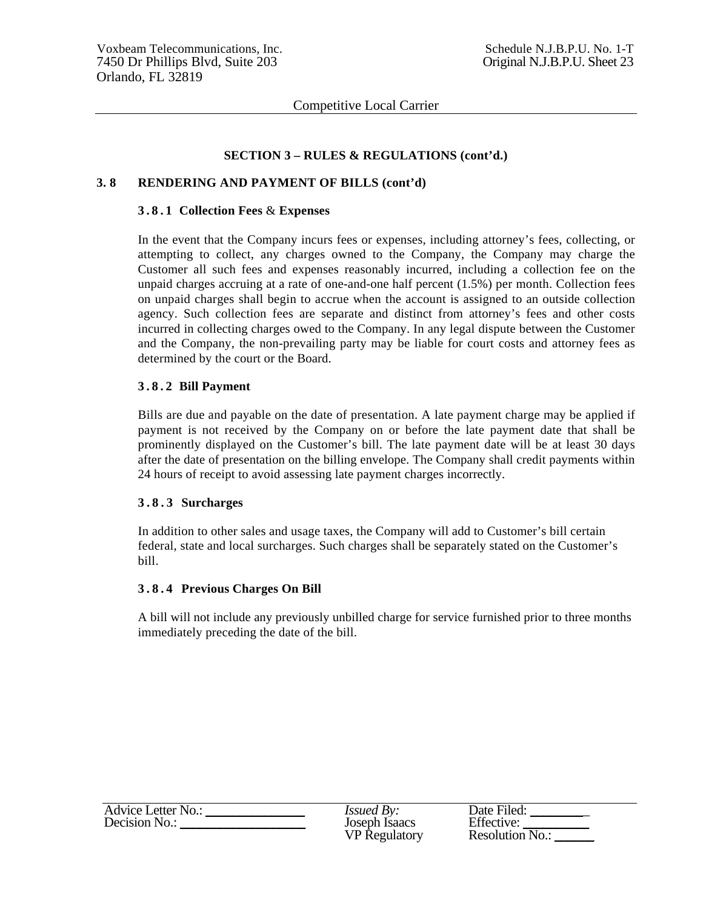## SECTION 3 – RULES & REGULATIONS (cont'd.)

### 3. 8 RENDERING AND PAYMENT OF BILLS (cont'd)

#### 3.8.1 Collection Fees & Expenses

In the event that the Company incurs fees or expenses, including attorney's fees, collecting, or attempting to collect, any charges owned to the Company, the Company may charge the Customer all such fees and expenses reasonably incurred, including a collection fee on the unpaid charges accruing at a rate of one-and-one half percent (1.5%) per month. Collection fees on unpaid charges shall begin to accrue when the account is assigned to an outside collection agency. Such collection fees are separate and distinct from attorney's fees and other costs incurred in collecting charges owed to the Company. In any legal dispute between the Customer and the Company, the non-prevailing party may be liable for court costs and attorney fees as determined by the court or the Board.

#### 3.8.2 Bill Payment

Bills are due and payable on the date of presentation. A late payment charge may be applied if payment is not received by the Company on or before the late payment date that shall be prominently displayed on the Customer's bill. The late payment date will be at least 30 days after the date of presentation on the billing envelope. The Company shall credit payments within 24 hours of receipt to avoid assessing late payment charges incorrectly.

#### 3.8.3 Surcharges

In addition to other sales and usage taxes, the Company will add to Customer's bill certain federal, state and local surcharges. Such charges shall be separately stated on the Customer's bill.

#### 3.8.4 Previous Charges On Bill

A bill will not include any previously unbilled charge for service furnished prior to three months immediately preceding the date of the bill.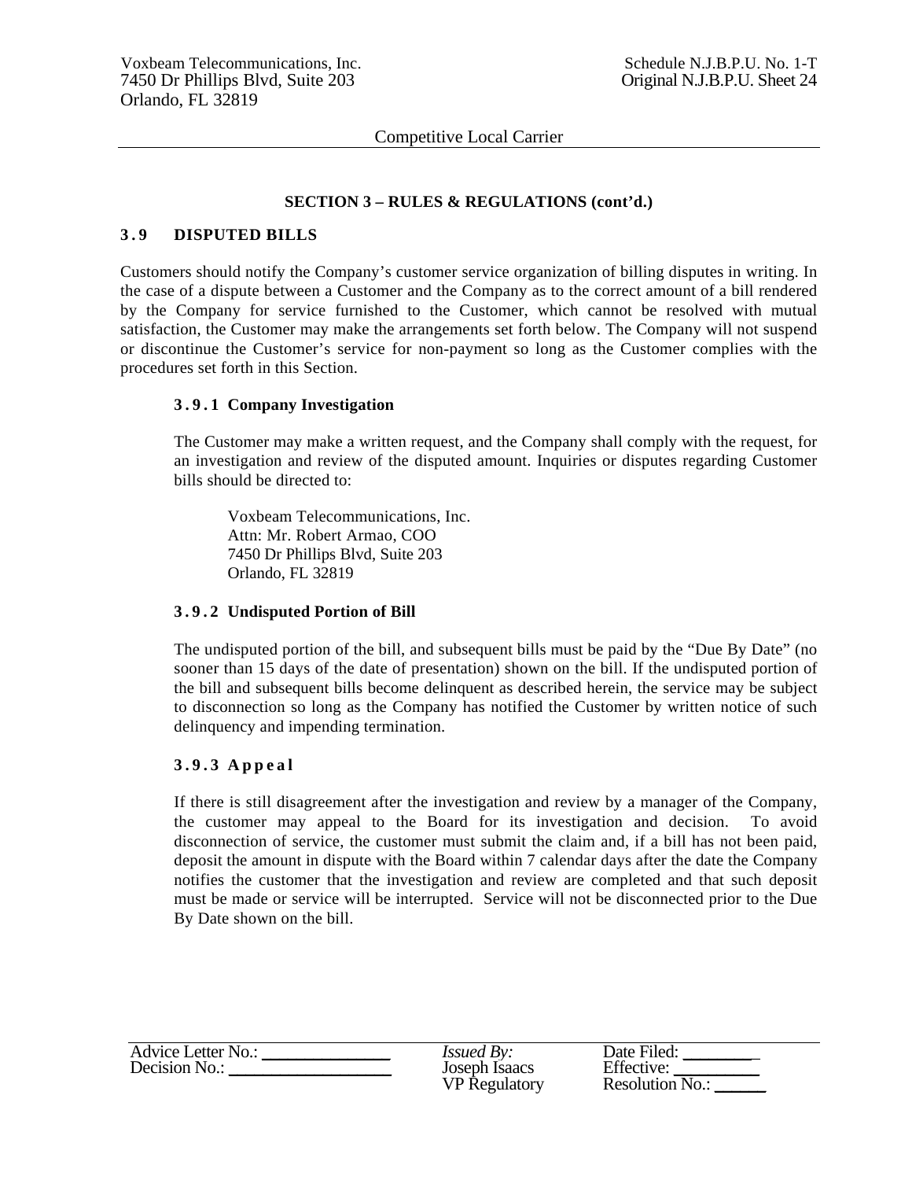**SECTION 3 – RULES & REGULATIONS (cont'd.)**

## 3.9 DISPUTED BILLS

Customers should notify the Company's customer service organization of billing disputes in writing. In the case of a dispute between a Customer and the Company as to the correct amount of a bill rendered by the Company for service furnished to the Customer, which cannot be resolved with mutual satisfaction, the Customer may make the arrangements set forth below. The Company will not suspend or discontinue the Customer's service for non-payment so long as the Customer complies with the procedures set forth in this Section.

### 3.9.1 Company Investigation

The Customer may make a written request, and the Company shall comply with the request, for an investigation and review of the disputed amount. Inquiries or disputes regarding Customer bills should be directed to:

Voxbeam Telecommunications, Inc.
Attn: Mr. Robert Armao, COO
7450 Dr Phillips Blvd, Suite 203
Orlando, FL 32819

### 3.9.2 Undisputed Portion of Bill

The undisputed portion of the bill, and subsequent bills must be paid by the "Due By Date" (no sooner than 15 days of the date of presentation) shown on the bill. If the undisputed portion of the bill and subsequent bills become delinquent as described herein, the service may be subject to disconnection so long as the Company has notified the Customer by written notice of such delinquency and impending termination.

### 3.9.3 Appeal

If there is still disagreement after the investigation and review by a manager of the Company, the customer may appeal to the Board for its investigation and decision. To avoid disconnection of service, the customer must submit the claim and, if a bill has not been paid, deposit the amount in dispute with the Board within 7 calendar days after the date the Company notifies the customer that the investigation and review are completed and that such deposit must be made or service will be interrupted. Service will not be disconnected prior to the Due By Date shown on the bill.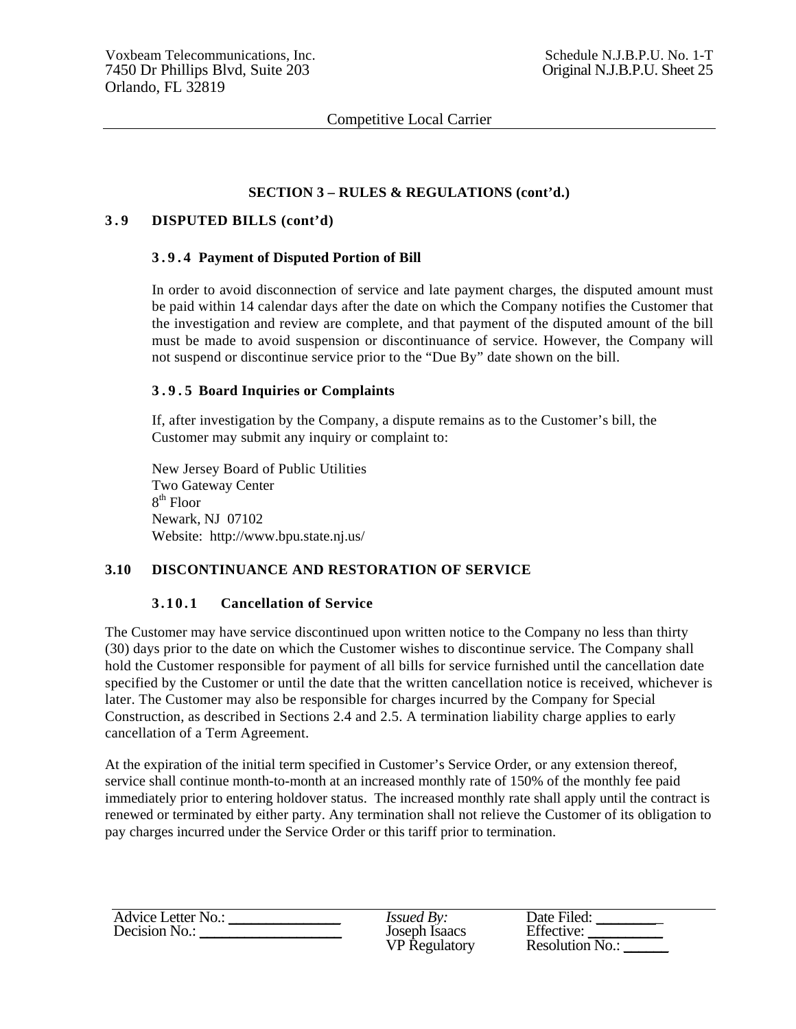Competitive Local Carrier

**SECTION 3 – RULES & REGULATIONS (cont'd.)**

## 3.9 DISPUTED BILLS (cont'd)

### 3.9.4 Payment of Disputed Portion of Bill

In order to avoid disconnection of service and late payment charges, the disputed amount must be paid within 14 calendar days after the date on which the Company notifies the Customer that the investigation and review are complete, and that payment of the disputed amount of the bill must be made to avoid suspension or discontinuance of service. However, the Company will not suspend or discontinue service prior to the "Due By" date shown on the bill.

### 3.9.5 Board Inquiries or Complaints

If, after investigation by the Company, a dispute remains as to the Customer's bill, the Customer may submit any inquiry or complaint to:

New Jersey Board of Public Utilities
Two Gateway Center
8th Floor
Newark, NJ 07102
Website: http://www.bpu.state.nj.us/

## 3.10 DISCONTINUANCE AND RESTORATION OF SERVICE

### 3.10.1 Cancellation of Service

The Customer may have service discontinued upon written notice to the Company no less than thirty (30) days prior to the date on which the Customer wishes to discontinue service. The Company shall hold the Customer responsible for payment of all bills for service furnished until the cancellation date specified by the Customer or until the date that the written cancellation notice is received, whichever is later. The Customer may also be responsible for charges incurred by the Company for Special Construction, as described in Sections 2.4 and 2.5. A termination liability charge applies to early cancellation of a Term Agreement.

At the expiration of the initial term specified in Customer's Service Order, or any extension thereof, service shall continue month-to-month at an increased monthly rate of 150% of the monthly fee paid immediately prior to entering holdover status. The increased monthly rate shall apply until the contract is renewed or terminated by either party. Any termination shall not relieve the Customer of its obligation to pay charges incurred under the Service Order or this tariff prior to termination.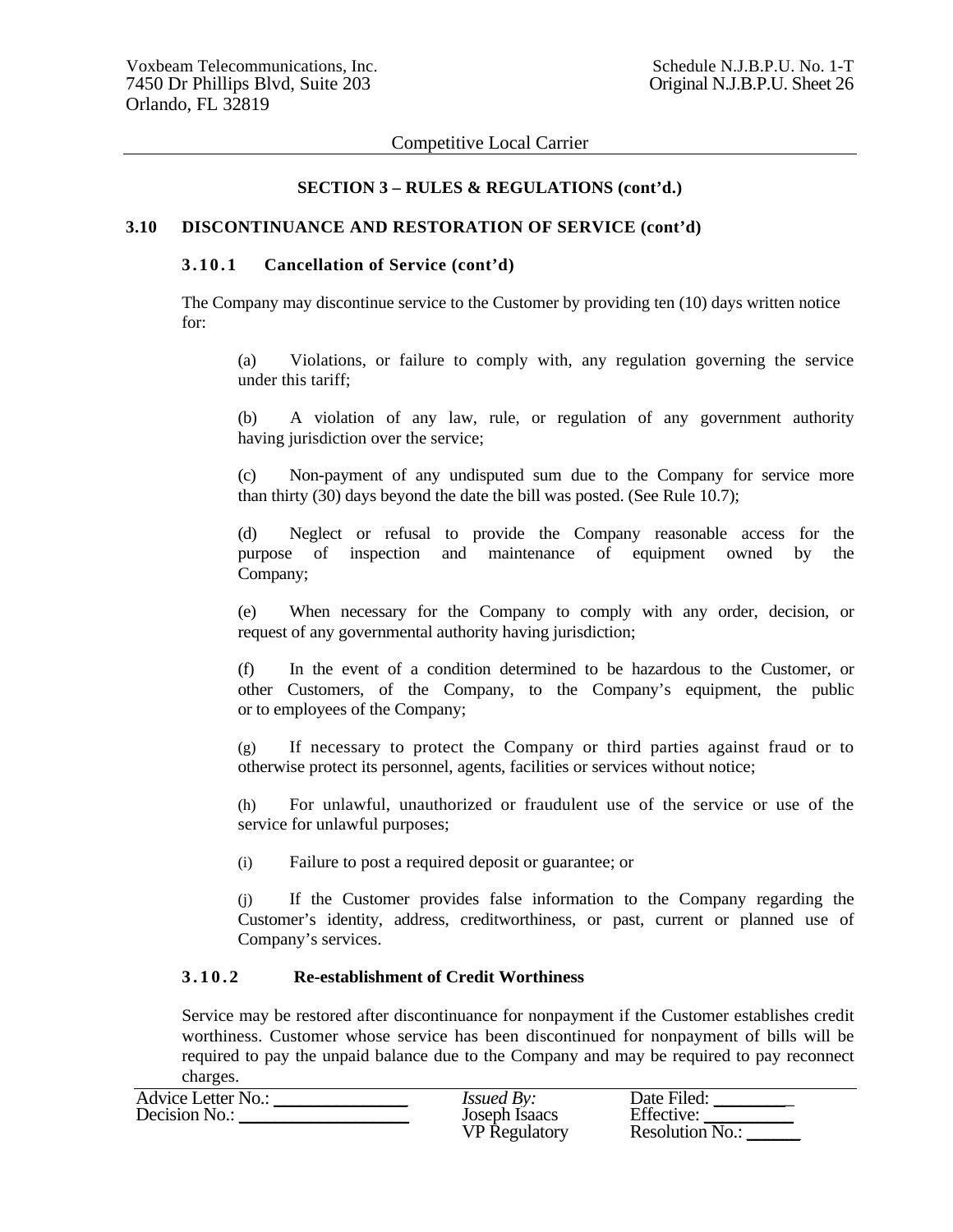## SECTION 3 – RULES & REGULATIONS (cont'd.)

### 3.10 DISCONTINUANCE AND RESTORATION OF SERVICE (cont'd)

#### 3.10.1 Cancellation of Service (cont'd)

The Company may discontinue service to the Customer by providing ten (10) days written notice for:

(a) Violations, or failure to comply with, any regulation governing the service under this tariff;

(b) A violation of any law, rule, or regulation of any government authority having jurisdiction over the service;

(c) Non-payment of any undisputed sum due to the Company for service more than thirty (30) days beyond the date the bill was posted. (See Rule 10.7);

(d) Neglect or refusal to provide the Company reasonable access for the purpose of inspection and maintenance of equipment owned by the Company;

(e) When necessary for the Company to comply with any order, decision, or request of any governmental authority having jurisdiction;

(f) In the event of a condition determined to be hazardous to the Customer, or other Customers, of the Company, to the Company's equipment, the public or to employees of the Company;

(g) If necessary to protect the Company or third parties against fraud or to otherwise protect its personnel, agents, facilities or services without notice;

(h) For unlawful, unauthorized or fraudulent use of the service or use of the service for unlawful purposes;

(i) Failure to post a required deposit or guarantee; or

(j) If the Customer provides false information to the Company regarding the Customer's identity, address, creditworthiness, or past, current or planned use of Company's services.

#### 3.10.2 Re-establishment of Credit Worthiness

Service may be restored after discontinuance for nonpayment if the Customer establishes credit worthiness. Customer whose service has been discontinued for nonpayment of bills will be required to pay the unpaid balance due to the Company and may be required to pay reconnect charges.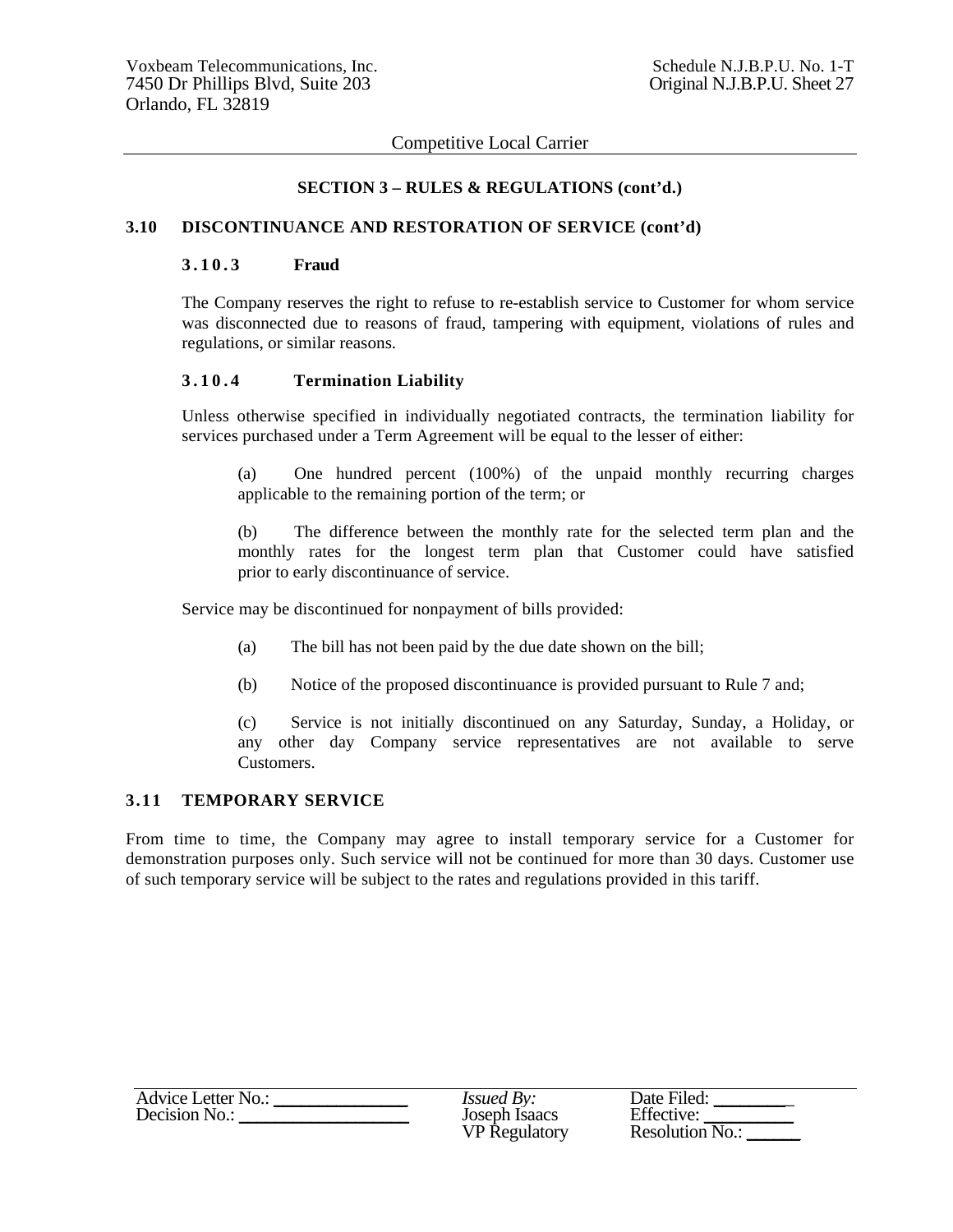## SECTION 3 – RULES & REGULATIONS (cont'd.)

### 3.10 DISCONTINUANCE AND RESTORATION OF SERVICE (cont'd)

#### 3.10.3 Fraud

The Company reserves the right to refuse to re-establish service to Customer for whom service was disconnected due to reasons of fraud, tampering with equipment, violations of rules and regulations, or similar reasons.

#### 3.10.4 Termination Liability

Unless otherwise specified in individually negotiated contracts, the termination liability for services purchased under a Term Agreement will be equal to the lesser of either:

(a) One hundred percent (100%) of the unpaid monthly recurring charges applicable to the remaining portion of the term; or

(b) The difference between the monthly rate for the selected term plan and the monthly rates for the longest term plan that Customer could have satisfied prior to early discontinuance of service.

Service may be discontinued for nonpayment of bills provided:

(a) The bill has not been paid by the due date shown on the bill;

(b) Notice of the proposed discontinuance is provided pursuant to Rule 7 and;

(c) Service is not initially discontinued on any Saturday, Sunday, a Holiday, or any other day Company service representatives are not available to serve Customers.

### 3.11 TEMPORARY SERVICE

From time to time, the Company may agree to install temporary service for a Customer for demonstration purposes only. Such service will not be continued for more than 30 days. Customer use of such temporary service will be subject to the rates and regulations provided in this tariff.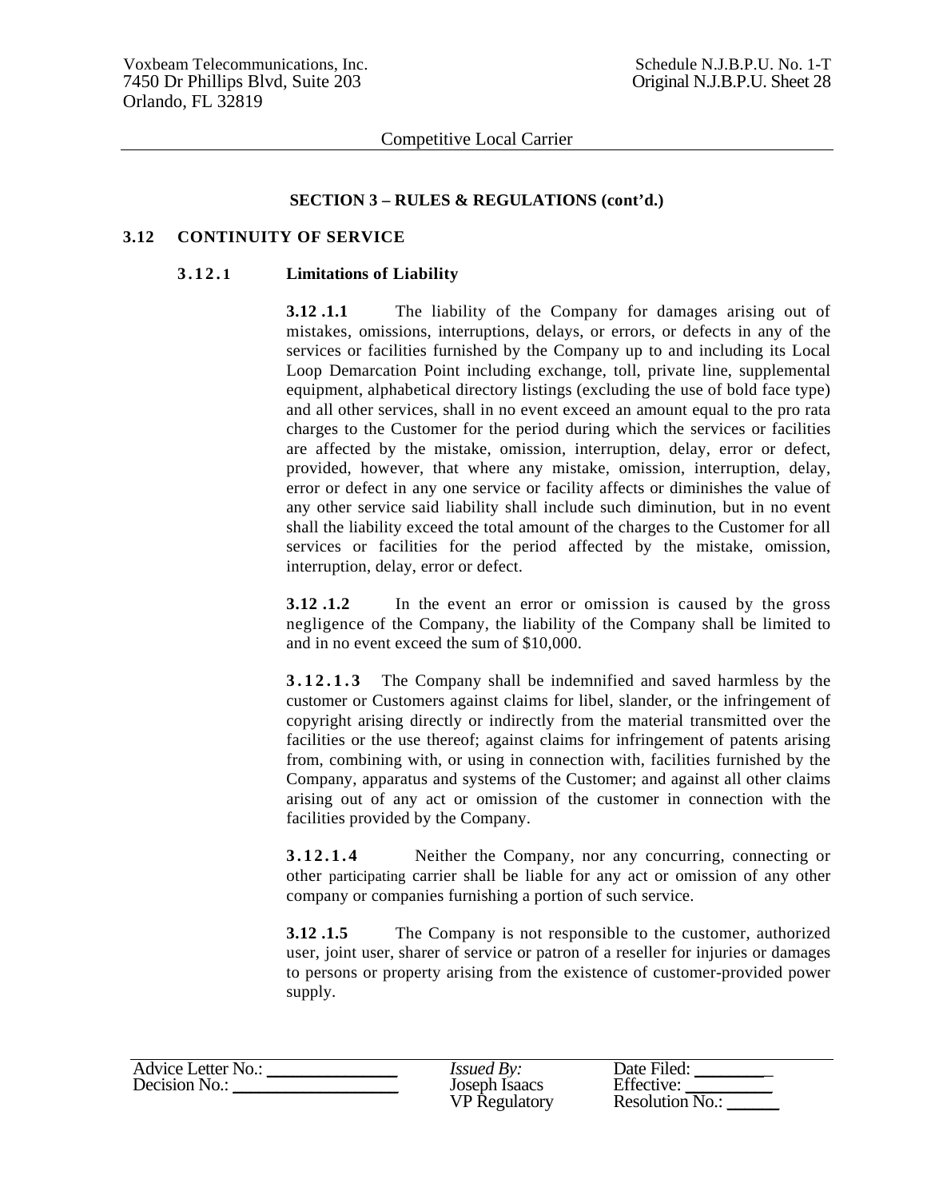## SECTION 3 – RULES & REGULATIONS (cont'd.)

### 3.12 CONTINUITY OF SERVICE

#### 3.12.1 Limitations of Liability

**3.12 .1.1** The liability of the Company for damages arising out of mistakes, omissions, interruptions, delays, or errors, or defects in any of the services or facilities furnished by the Company up to and including its Local Loop Demarcation Point including exchange, toll, private line, supplemental equipment, alphabetical directory listings (excluding the use of bold face type) and all other services, shall in no event exceed an amount equal to the pro rata charges to the Customer for the period during which the services or facilities are affected by the mistake, omission, interruption, delay, error or defect, provided, however, that where any mistake, omission, interruption, delay, error or defect in any one service or facility affects or diminishes the value of any other service said liability shall include such diminution, but in no event shall the liability exceed the total amount of the charges to the Customer for all services or facilities for the period affected by the mistake, omission, interruption, delay, error or defect.

**3.12 .1.2** In the event an error or omission is caused by the gross negligence of the Company, the liability of the Company shall be limited to and in no event exceed the sum of $10,000.

**3.12.1.3** The Company shall be indemnified and saved harmless by the customer or Customers against claims for libel, slander, or the infringement of copyright arising directly or indirectly from the material transmitted over the facilities or the use thereof; against claims for infringement of patents arising from, combining with, or using in connection with, facilities furnished by the Company, apparatus and systems of the Customer; and against all other claims arising out of any act or omission of the customer in connection with the facilities provided by the Company.

**3.12.1.4** Neither the Company, nor any concurring, connecting or other participating carrier shall be liable for any act or omission of any other company or companies furnishing a portion of such service.

**3.12 .1.5** The Company is not responsible to the customer, authorized user, joint user, sharer of service or patron of a reseller for injuries or damages to persons or property arising from the existence of customer-provided power supply.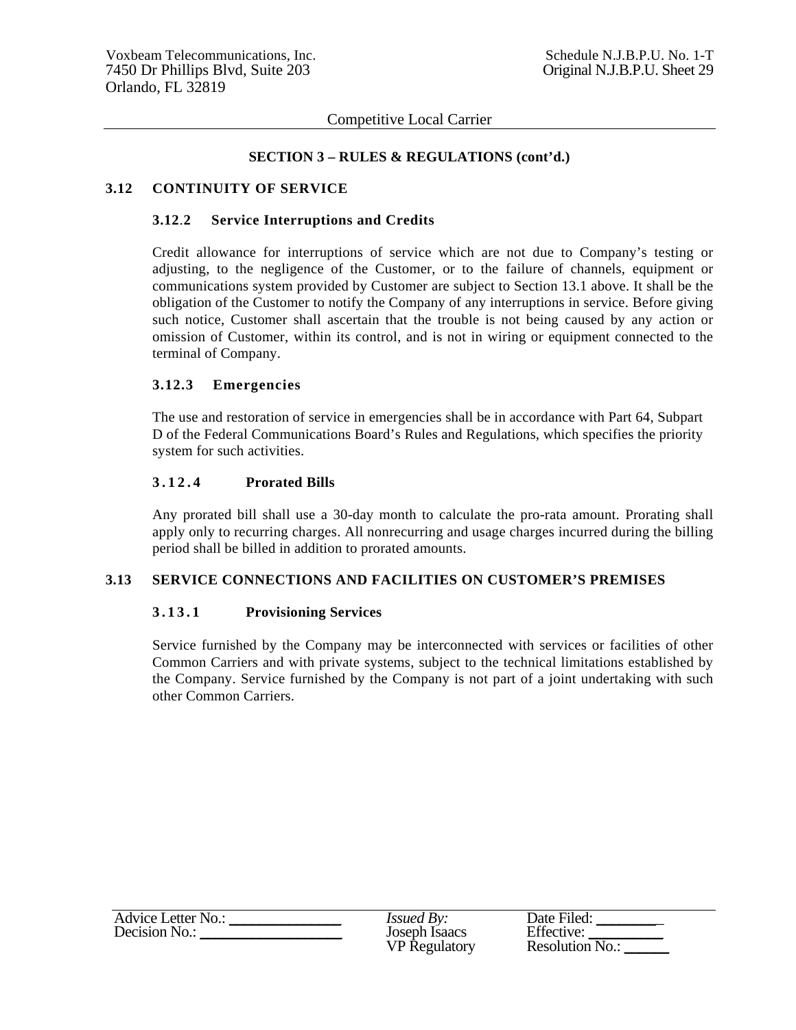## SECTION 3 – RULES & REGULATIONS (cont'd.)

### 3.12 CONTINUITY OF SERVICE

#### 3.12.2 Service Interruptions and Credits

Credit allowance for interruptions of service which are not due to Company's testing or adjusting, to the negligence of the Customer, or to the failure of channels, equipment or communications system provided by Customer are subject to Section 13.1 above. It shall be the obligation of the Customer to notify the Company of any interruptions in service. Before giving such notice, Customer shall ascertain that the trouble is not being caused by any action or omission of Customer, within its control, and is not in wiring or equipment connected to the terminal of Company.

#### 3.12.3 Emergencies

The use and restoration of service in emergencies shall be in accordance with Part 64, Subpart D of the Federal Communications Board's Rules and Regulations, which specifies the priority system for such activities.

#### 3.12.4 Prorated Bills

Any prorated bill shall use a 30-day month to calculate the pro-rata amount. Prorating shall apply only to recurring charges. All nonrecurring and usage charges incurred during the billing period shall be billed in addition to prorated amounts.

### 3.13 SERVICE CONNECTIONS AND FACILITIES ON CUSTOMER'S PREMISES

#### 3.13.1 Provisioning Services

Service furnished by the Company may be interconnected with services or facilities of other Common Carriers and with private systems, subject to the technical limitations established by the Company. Service furnished by the Company is not part of a joint undertaking with such other Common Carriers.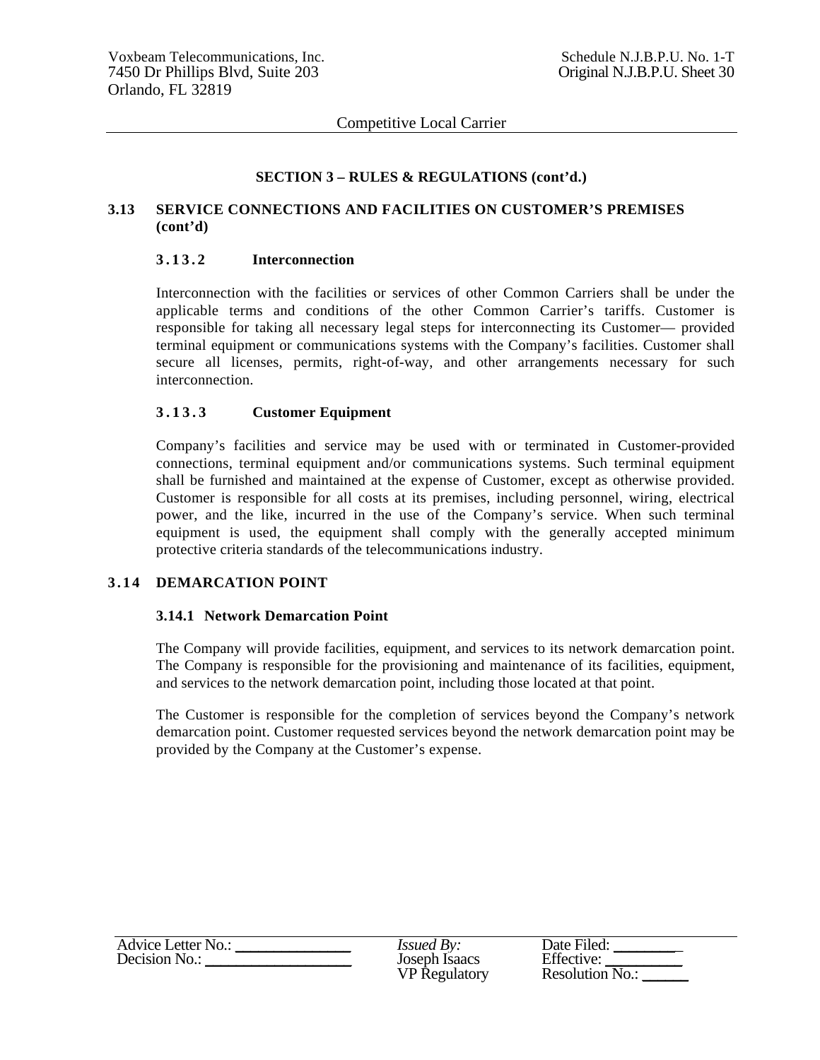**SECTION 3 – RULES & REGULATIONS (cont'd.)**

## 3.13 SERVICE CONNECTIONS AND FACILITIES ON CUSTOMER'S PREMISES (cont'd)

### 3.13.2 Interconnection

Interconnection with the facilities or services of other Common Carriers shall be under the applicable terms and conditions of the other Common Carrier's tariffs. Customer is responsible for taking all necessary legal steps for interconnecting its Customer— provided terminal equipment or communications systems with the Company's facilities. Customer shall secure all licenses, permits, right-of-way, and other arrangements necessary for such interconnection.

### 3.13.3 Customer Equipment

Company's facilities and service may be used with or terminated in Customer-provided connections, terminal equipment and/or communications systems. Such terminal equipment shall be furnished and maintained at the expense of Customer, except as otherwise provided. Customer is responsible for all costs at its premises, including personnel, wiring, electrical power, and the like, incurred in the use of the Company's service. When such terminal equipment is used, the equipment shall comply with the generally accepted minimum protective criteria standards of the telecommunications industry.

## 3.14 DEMARCATION POINT

### 3.14.1 Network Demarcation Point

The Company will provide facilities, equipment, and services to its network demarcation point. The Company is responsible for the provisioning and maintenance of its facilities, equipment, and services to the network demarcation point, including those located at that point.

The Customer is responsible for the completion of services beyond the Company's network demarcation point. Customer requested services beyond the network demarcation point may be provided by the Company at the Customer's expense.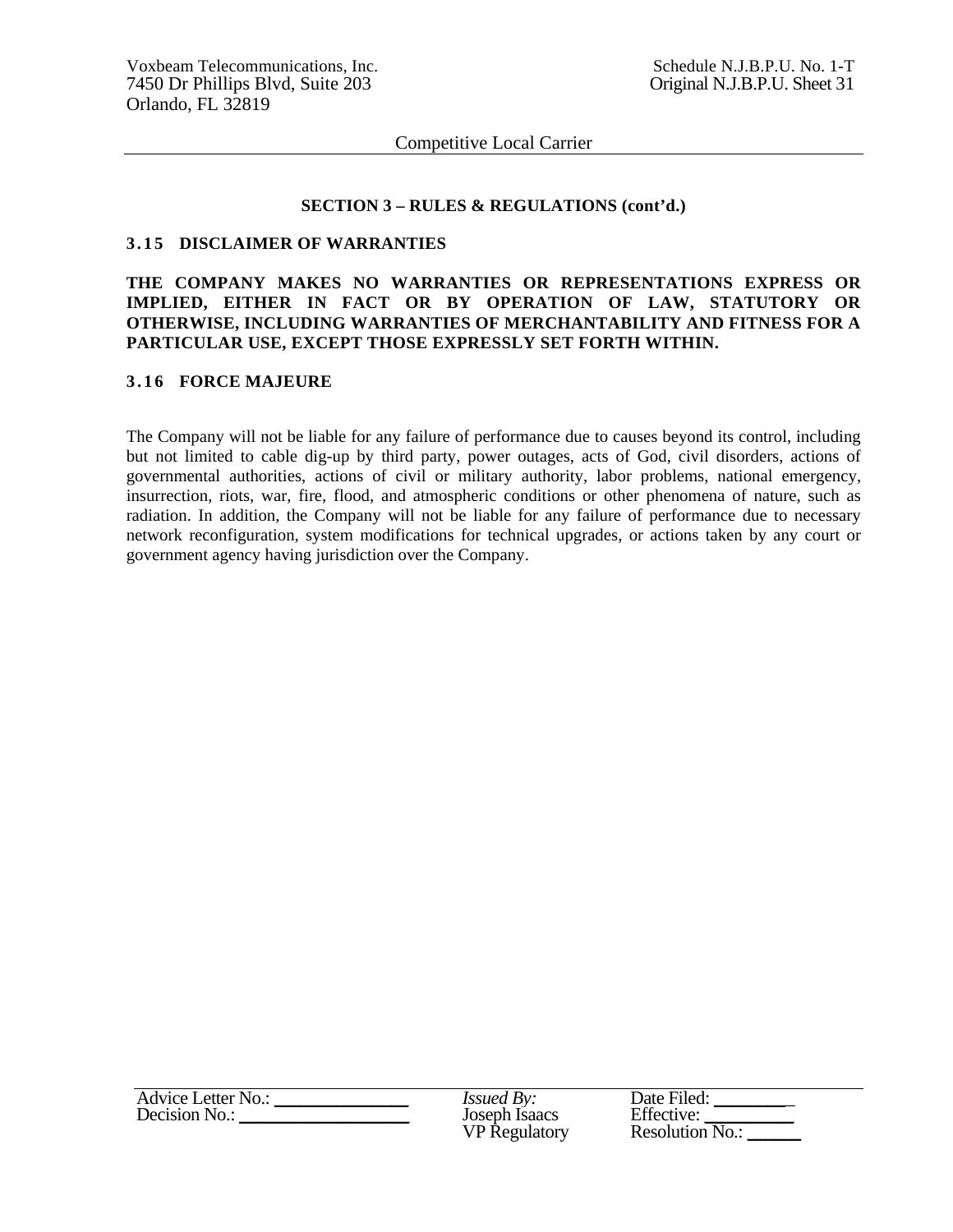## SECTION 3 – RULES & REGULATIONS (cont'd.)

### 3.15 DISCLAIMER OF WARRANTIES

**THE COMPANY MAKES NO WARRANTIES OR REPRESENTATIONS EXPRESS OR IMPLIED, EITHER IN FACT OR BY OPERATION OF LAW, STATUTORY OR OTHERWISE, INCLUDING WARRANTIES OF MERCHANTABILITY AND FITNESS FOR A PARTICULAR USE, EXCEPT THOSE EXPRESSLY SET FORTH WITHIN.**

### 3.16 FORCE MAJEURE

The Company will not be liable for any failure of performance due to causes beyond its control, including but not limited to cable dig-up by third party, power outages, acts of God, civil disorders, actions of governmental authorities, actions of civil or military authority, labor problems, national emergency, insurrection, riots, war, fire, flood, and atmospheric conditions or other phenomena of nature, such as radiation. In addition, the Company will not be liable for any failure of performance due to necessary network reconfiguration, system modifications for technical upgrades, or actions taken by any court or government agency having jurisdiction over the Company.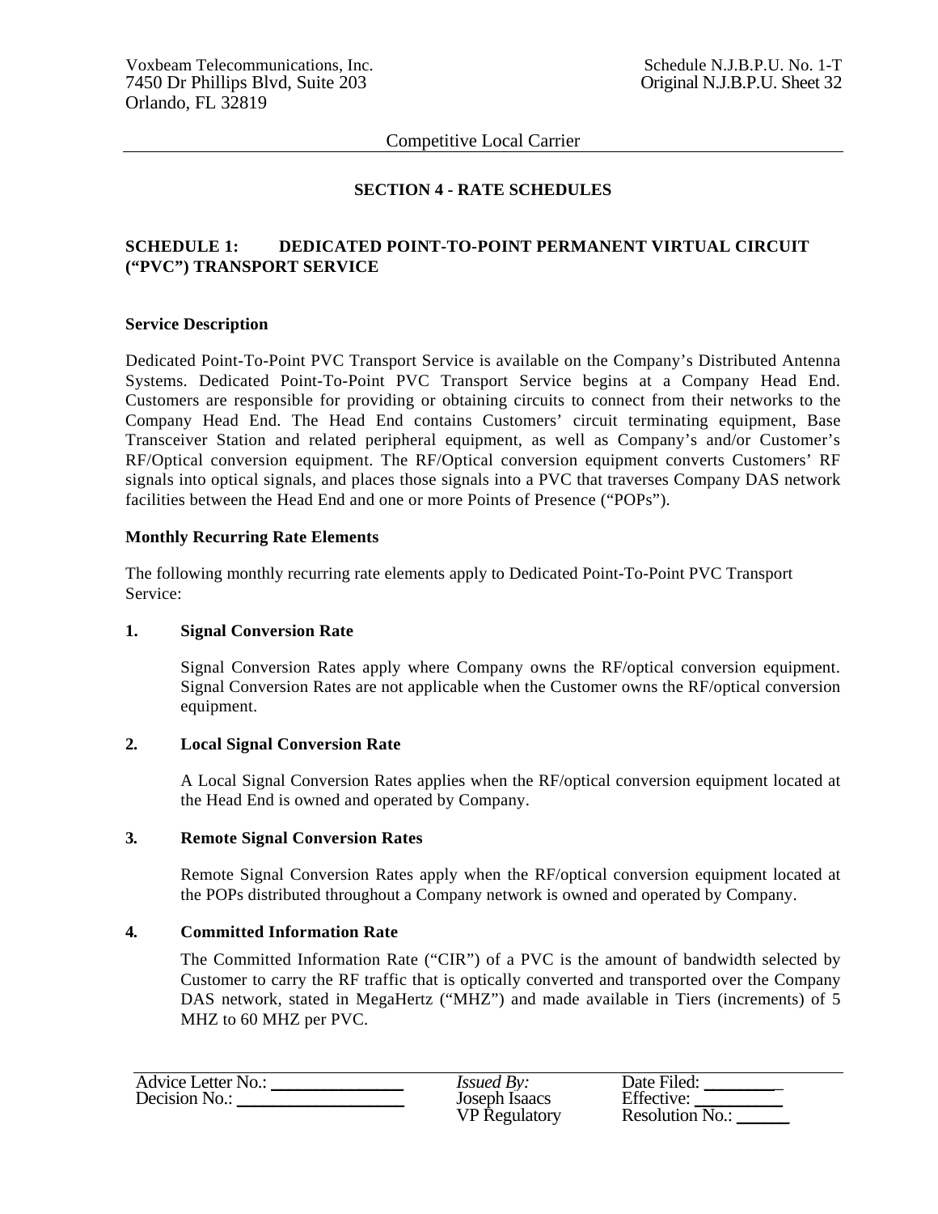Competitive Local Carrier

## SECTION 4 - RATE SCHEDULES

### SCHEDULE 1: DEDICATED POINT-TO-POINT PERMANENT VIRTUAL CIRCUIT ("PVC") TRANSPORT SERVICE

**Service Description**

Dedicated Point-To-Point PVC Transport Service is available on the Company's Distributed Antenna Systems. Dedicated Point-To-Point PVC Transport Service begins at a Company Head End. Customers are responsible for providing or obtaining circuits to connect from their networks to the Company Head End. The Head End contains Customers' circuit terminating equipment, Base Transceiver Station and related peripheral equipment, as well as Company's and/or Customer's RF/Optical conversion equipment. The RF/Optical conversion equipment converts Customers' RF signals into optical signals, and places those signals into a PVC that traverses Company DAS network facilities between the Head End and one or more Points of Presence ("POPs").

**Monthly Recurring Rate Elements**

The following monthly recurring rate elements apply to Dedicated Point-To-Point PVC Transport Service:

**1. Signal Conversion Rate**

Signal Conversion Rates apply where Company owns the RF/optical conversion equipment. Signal Conversion Rates are not applicable when the Customer owns the RF/optical conversion equipment.

**2. Local Signal Conversion Rate**

A Local Signal Conversion Rates applies when the RF/optical conversion equipment located at the Head End is owned and operated by Company.

**3. Remote Signal Conversion Rates**

Remote Signal Conversion Rates apply when the RF/optical conversion equipment located at the POPs distributed throughout a Company network is owned and operated by Company.

**4. Committed Information Rate**

The Committed Information Rate ("CIR") of a PVC is the amount of bandwidth selected by Customer to carry the RF traffic that is optically converted and transported over the Company DAS network, stated in MegaHertz ("MHZ") and made available in Tiers (increments) of 5 MHZ to 60 MHZ per PVC.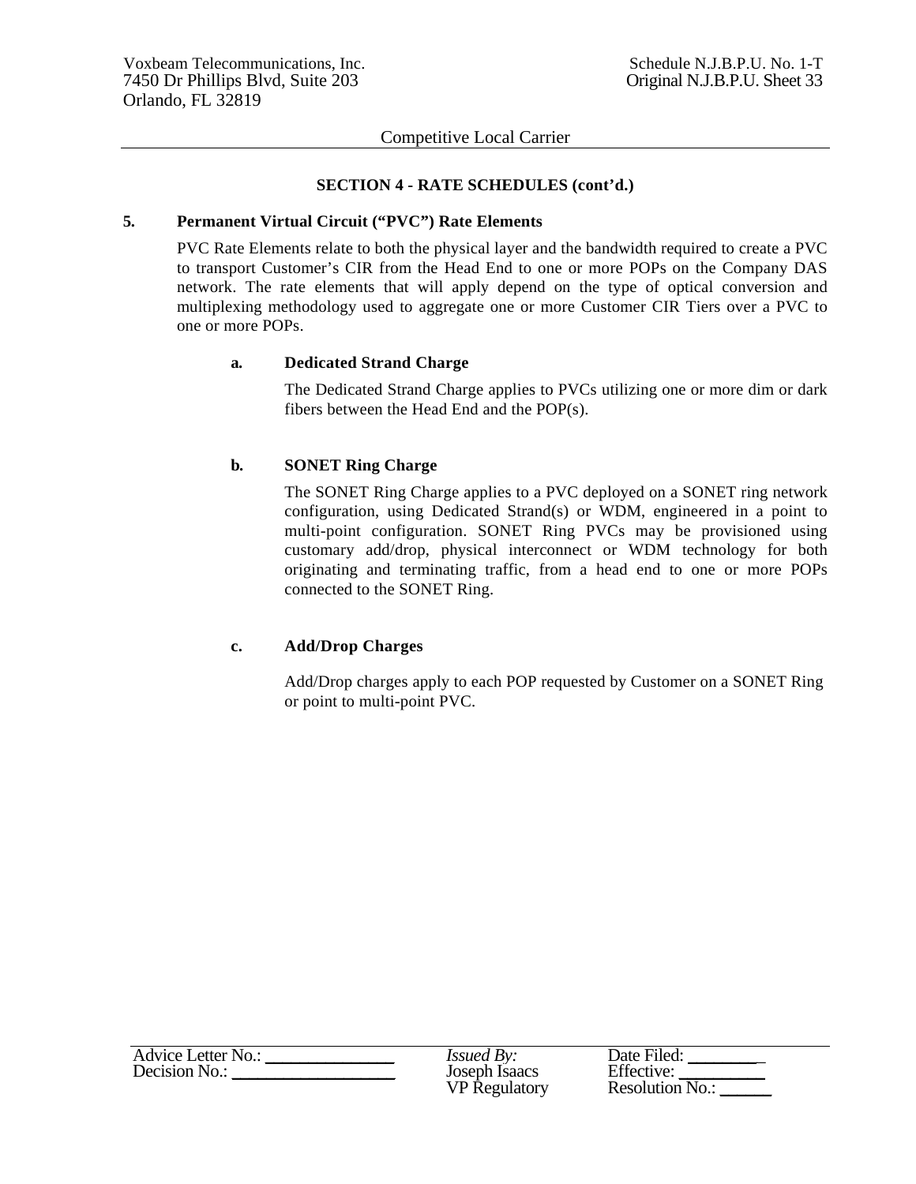## SECTION 4 - RATE SCHEDULES (cont'd.)

**5. Permanent Virtual Circuit ("PVC") Rate Elements**

PVC Rate Elements relate to both the physical layer and the bandwidth required to create a PVC to transport Customer's CIR from the Head End to one or more POPs on the Company DAS network. The rate elements that will apply depend on the type of optical conversion and multiplexing methodology used to aggregate one or more Customer CIR Tiers over a PVC to one or more POPs.

**a. Dedicated Strand Charge**

The Dedicated Strand Charge applies to PVCs utilizing one or more dim or dark fibers between the Head End and the POP(s).

**b. SONET Ring Charge**

The SONET Ring Charge applies to a PVC deployed on a SONET ring network configuration, using Dedicated Strand(s) or WDM, engineered in a point to multi-point configuration. SONET Ring PVCs may be provisioned using customary add/drop, physical interconnect or WDM technology for both originating and terminating traffic, from a head end to one or more POPs connected to the SONET Ring.

**c. Add/Drop Charges**

Add/Drop charges apply to each POP requested by Customer on a SONET Ring or point to multi-point PVC.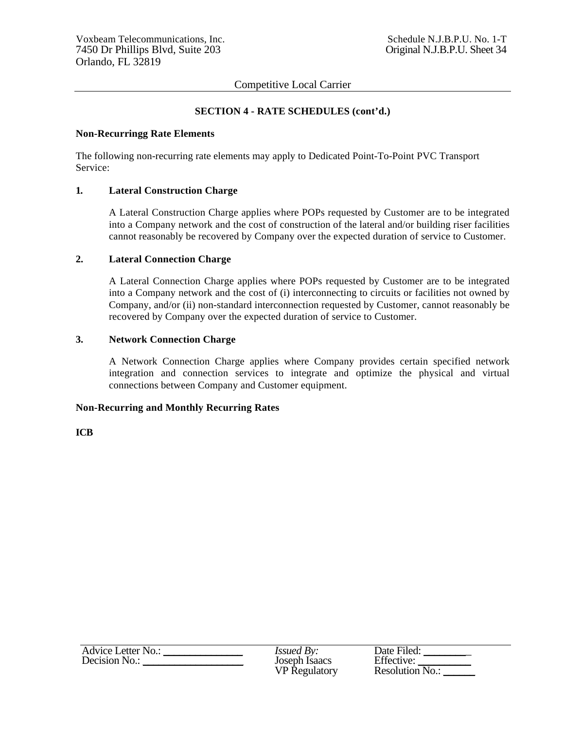## SECTION 4 - RATE SCHEDULES (cont'd.)

**Non-Recurringg Rate Elements**

The following non-recurring rate elements may apply to Dedicated Point-To-Point PVC Transport Service:

**1. Lateral Construction Charge**

A Lateral Construction Charge applies where POPs requested by Customer are to be integrated into a Company network and the cost of construction of the lateral and/or building riser facilities cannot reasonably be recovered by Company over the expected duration of service to Customer.

**2. Lateral Connection Charge**

A Lateral Connection Charge applies where POPs requested by Customer are to be integrated into a Company network and the cost of (i) interconnecting to circuits or facilities not owned by Company, and/or (ii) non-standard interconnection requested by Customer, cannot reasonably be recovered by Company over the expected duration of service to Customer.

**3. Network Connection Charge**

A Network Connection Charge applies where Company provides certain specified network integration and connection services to integrate and optimize the physical and virtual connections between Company and Customer equipment.

**Non-Recurring and Monthly Recurring Rates**

**ICB**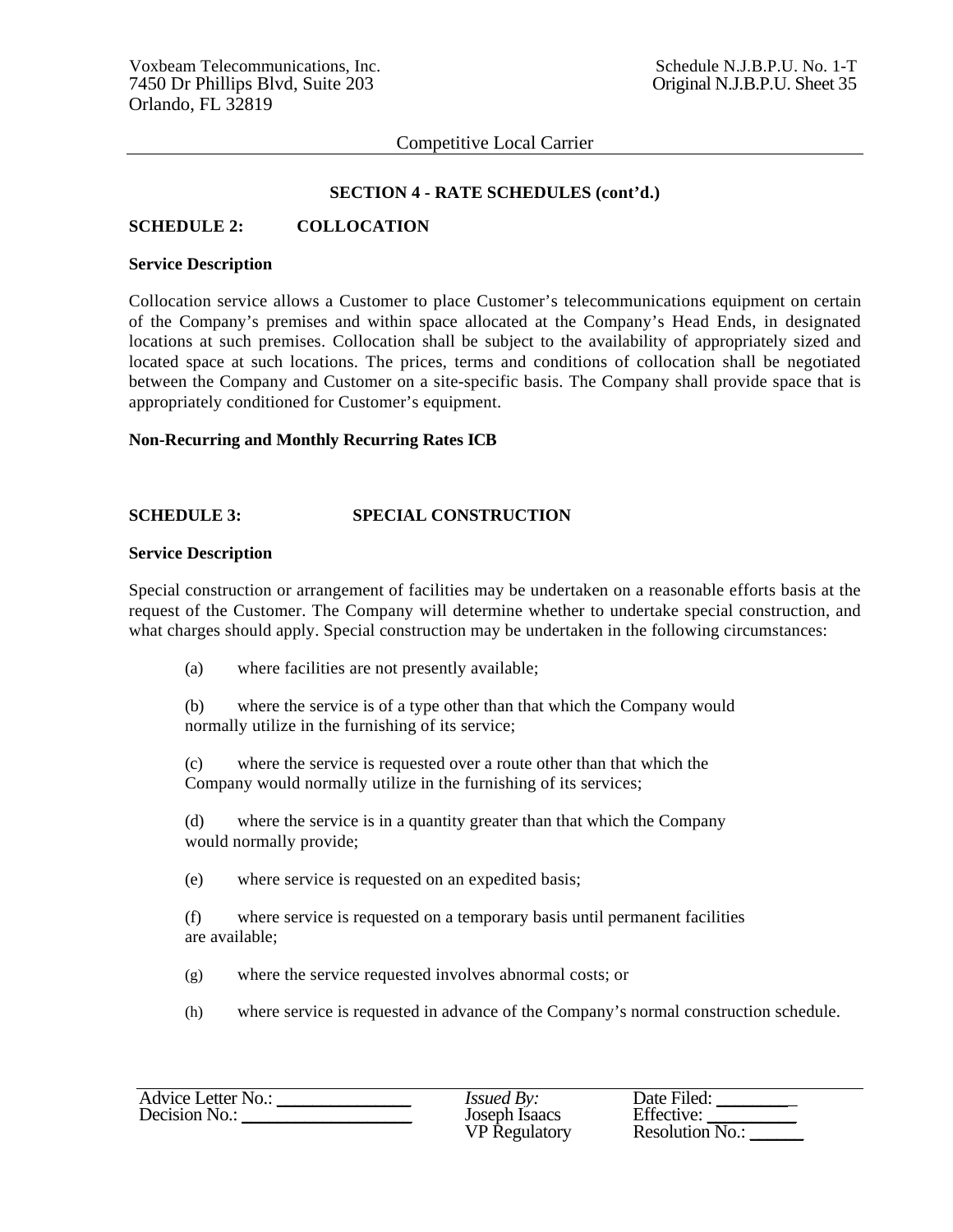## SECTION 4 - RATE SCHEDULES (cont'd.)

### SCHEDULE 2: COLLOCATION

**Service Description**

Collocation service allows a Customer to place Customer's telecommunications equipment on certain of the Company's premises and within space allocated at the Company's Head Ends, in designated locations at such premises. Collocation shall be subject to the availability of appropriately sized and located space at such locations. The prices, terms and conditions of collocation shall be negotiated between the Company and Customer on a site-specific basis. The Company shall provide space that is appropriately conditioned for Customer's equipment.

**Non-Recurring and Monthly Recurring Rates ICB**

### SCHEDULE 3: SPECIAL CONSTRUCTION

**Service Description**

Special construction or arrangement of facilities may be undertaken on a reasonable efforts basis at the request of the Customer. The Company will determine whether to undertake special construction, and what charges should apply. Special construction may be undertaken in the following circumstances:

(a) where facilities are not presently available;

(b) where the service is of a type other than that which the Company would normally utilize in the furnishing of its service;

(c) where the service is requested over a route other than that which the Company would normally utilize in the furnishing of its services;

(d) where the service is in a quantity greater than that which the Company would normally provide;

(e) where service is requested on an expedited basis;

(f) where service is requested on a temporary basis until permanent facilities are available;

(g) where the service requested involves abnormal costs; or

(h) where service is requested in advance of the Company's normal construction schedule.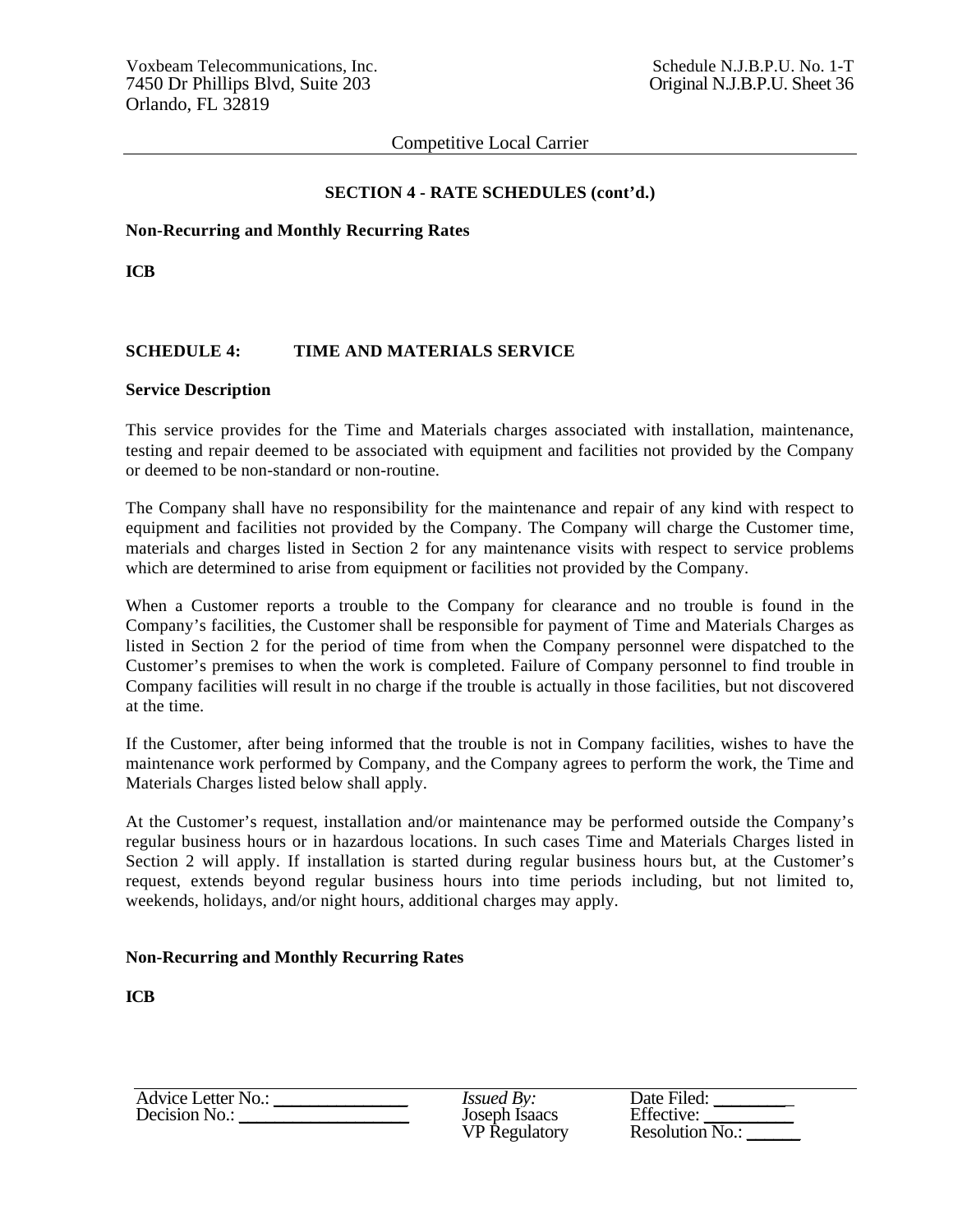## SECTION 4 - RATE SCHEDULES (cont'd.)

**Non-Recurring and Monthly Recurring Rates**

**ICB**

### SCHEDULE 4: TIME AND MATERIALS SERVICE

**Service Description**

This service provides for the Time and Materials charges associated with installation, maintenance, testing and repair deemed to be associated with equipment and facilities not provided by the Company or deemed to be non-standard or non-routine.

The Company shall have no responsibility for the maintenance and repair of any kind with respect to equipment and facilities not provided by the Company. The Company will charge the Customer time, materials and charges listed in Section 2 for any maintenance visits with respect to service problems which are determined to arise from equipment or facilities not provided by the Company.

When a Customer reports a trouble to the Company for clearance and no trouble is found in the Company's facilities, the Customer shall be responsible for payment of Time and Materials Charges as listed in Section 2 for the period of time from when the Company personnel were dispatched to the Customer's premises to when the work is completed. Failure of Company personnel to find trouble in Company facilities will result in no charge if the trouble is actually in those facilities, but not discovered at the time.

If the Customer, after being informed that the trouble is not in Company facilities, wishes to have the maintenance work performed by Company, and the Company agrees to perform the work, the Time and Materials Charges listed below shall apply.

At the Customer's request, installation and/or maintenance may be performed outside the Company's regular business hours or in hazardous locations. In such cases Time and Materials Charges listed in Section 2 will apply. If installation is started during regular business hours but, at the Customer's request, extends beyond regular business hours into time periods including, but not limited to, weekends, holidays, and/or night hours, additional charges may apply.

**Non-Recurring and Monthly Recurring Rates**

**ICB**